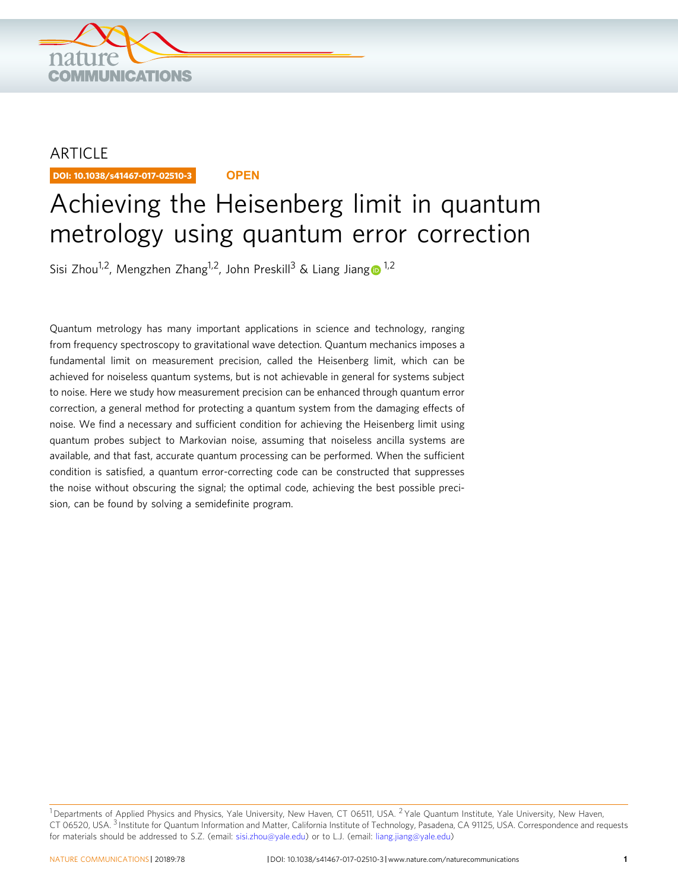ARTICLE

DOI: 10.1038/s41467-017-02510-3 **OPEN**

# Achieving the Heisenberg limit in quantum metrology using quantum error correction

Sisi Zhou[1,2], Mengzhen Zhang[1,2], John Preskill[3] & Liang Jiang[1,2]

Quantum metrology has many important applications in science and technology, ranging from frequency spectroscopy to gravitational wave detection. Quantum mechanics imposes a fundamental limit on measurement precision, called the Heisenberg limit, which can be achieved for noiseless quantum systems, but is not achievable in general for systems subject to noise. Here we study how measurement precision can be enhanced through quantum error correction, a general method for protecting a quantum system from the damaging effects of noise. We find a necessary and sufficient condition for achieving the Heisenberg limit using quantum probes subject to Markovian noise, assuming that noiseless ancilla systems are available, and that fast, accurate quantum processing can be performed. When the sufficient condition is satisfied, a quantum error-correcting code can be constructed that suppresses the noise without obscuring the signal; the optimal code, achieving the best possible precision, can be found by solving a semidefinite program.

[1] Departments of Applied Physics and Physics, Yale University, New Haven, CT 06511, USA. [2] Yale Quantum Institute, Yale University, New Haven, CT 06520, USA. [3] Institute for Quantum Information and Matter, California Institute of Technology, Pasadena, CA 91125, USA. Correspondence and requests for materials should be addressed to S.Z. (email: sisi.zhou@yale.edu) or to L.J. (email: liang.jiang@yale.edu)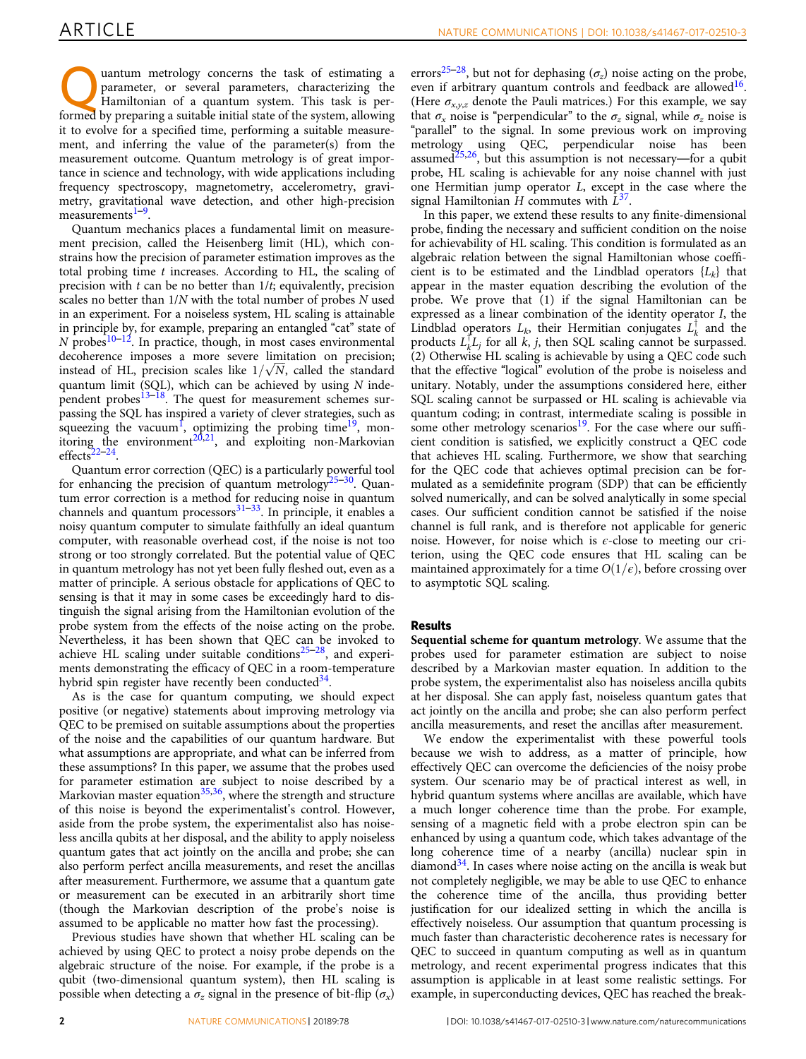Quantum metrology concerns the task of estimating a parameter, or several parameters, characterizing the Hamiltonian of a quantum system. This task is performed by preparing a suitable initial state of the system, allowing it to evolve for a specified time, performing a suitable measurement, and inferring the value of the parameter(s) from the measurement outcome. Quantum metrology is of great importance in science and technology, with wide applications including frequency spectroscopy, magnetometry, accelerometry, gravimetry, gravitational wave detection, and other high-precision measurements[1–9].

Quantum mechanics places a fundamental limit on measurement precision, called the Heisenberg limit (HL), which constrains how the precision of parameter estimation improves as the total probing time $t$ increases. According to HL, the scaling of precision with $t$ can be no better than $1/t$; equivalently, precision scales no better than $1/N$ with the total number of probes $N$ used in an experiment. For a noiseless system, HL scaling is attainable in principle by, for example, preparing an entangled "cat" state of $N$ probes[10–12]. In practice, though, in most cases environmental decoherence imposes a more severe limitation on precision; instead of HL, precision scales like $1/\sqrt{N}$, called the standard quantum limit (SQL), which can be achieved by using $N$ independent probes[13–18]. The quest for measurement schemes surpassing the SQL has inspired a variety of clever strategies, such as squeezing the vacuum[1], optimizing the probing time[19], monitoring the environment[20,21], and exploiting non-Markovian effects[22–24].

Quantum error correction (QEC) is a particularly powerful tool for enhancing the precision of quantum metrology[25–30]. Quantum error correction is a method for reducing noise in quantum channels and quantum processors[31–33]. In principle, it enables a noisy quantum computer to simulate faithfully an ideal quantum computer, with reasonable overhead cost, if the noise is not too strong or too strongly correlated. But the potential value of QEC in quantum metrology has not yet been fully fleshed out, even as a matter of principle. A serious obstacle for applications of QEC to sensing is that it may in some cases be exceedingly hard to distinguish the signal arising from the Hamiltonian evolution of the probe system from the effects of the noise acting on the probe. Nevertheless, it has been shown that QEC can be invoked to achieve HL scaling under suitable conditions[25–28], and experiments demonstrating the efficacy of QEC in a room-temperature hybrid spin register have recently been conducted[34].

As is the case for quantum computing, we should expect positive (or negative) statements about improving metrology via QEC to be premised on suitable assumptions about the properties of the noise and the capabilities of our quantum hardware. But what assumptions are appropriate, and what can be inferred from these assumptions? In this paper, we assume that the probes used for parameter estimation are subject to noise described by a Markovian master equation[35,36], where the strength and structure of this noise is beyond the experimentalist's control. However, aside from the probe system, the experimentalist also has noiseless ancilla qubits at her disposal, and the ability to apply noiseless quantum gates that act jointly on the ancilla and probe; she can also perform perfect ancilla measurements, and reset the ancillas after measurement. Furthermore, we assume that a quantum gate or measurement can be executed in an arbitrarily short time (though the Markovian description of the probe's noise is assumed to be applicable no matter how fast the processing).

Previous studies have shown that whether HL scaling can be achieved by using QEC to protect a noisy probe depends on the algebraic structure of the noise. For example, if the probe is a qubit (two-dimensional quantum system), then HL scaling is possible when detecting a $\sigma_z$ signal in the presence of bit-flip ($\sigma_x$) errors[25–28], but not for dephasing ($\sigma_z$) noise acting on the probe, even if arbitrary quantum controls and feedback are allowed[16]. (Here $\sigma_{x,y,z}$ denote the Pauli matrices.) For this example, we say that $\sigma_x$ noise is "perpendicular" to the $\sigma_z$ signal, while $\sigma_z$ noise is "parallel" to the signal. In some previous work on improving metrology using QEC, perpendicular noise has been assumed[25,26], but this assumption is not necessary—for a qubit probe, HL scaling is achievable for any noise channel with just one Hermitian jump operator $L$, except in the case where the signal Hamiltonian $H$ commutes with $L$[37].

In this paper, we extend these results to any finite-dimensional probe, finding the necessary and sufficient condition on the noise for achievability of HL scaling. This condition is formulated as an algebraic relation between the signal Hamiltonian whose coefficient is to be estimated and the Lindblad operators $\{L_k\}$ that appear in the master equation describing the evolution of the probe. We prove that (1) if the signal Hamiltonian can be expressed as a linear combination of the identity operator $I$, the Lindblad operators $L_k$, their Hermitian conjugates $L_k^\dagger$ and the products $L_k^\dagger L_j$ for all $k$, $j$, then SQL scaling cannot be surpassed. (2) Otherwise HL scaling is achievable by using a QEC code such that the effective "logical" evolution of the probe is noiseless and unitary. Notably, under the assumptions considered here, either SQL scaling cannot be surpassed or HL scaling is achievable via quantum coding; in contrast, intermediate scaling is possible in some other metrology scenarios[19]. For the case where our sufficient condition is satisfied, we explicitly construct a QEC code that achieves HL scaling. Furthermore, we show that searching for the QEC code that achieves optimal precision can be formulated as a semidefinite program (SDP) that can be efficiently solved numerically, and can be solved analytically in some special cases. Our sufficient condition cannot be satisfied if the noise channel is full rank, and is therefore not applicable for generic noise. However, for noise which is $\epsilon$-close to meeting our criterion, using the QEC code ensures that HL scaling can be maintained approximately for a time $O(1/\epsilon)$, before crossing over to asymptotic SQL scaling.

## Results

**Sequential scheme for quantum metrology**. We assume that the probes used for parameter estimation are subject to noise described by a Markovian master equation. In addition to the probe system, the experimentalist also has noiseless ancilla qubits at her disposal. She can apply fast, noiseless quantum gates that act jointly on the ancilla and probe; she can also perform perfect ancilla measurements, and reset the ancillas after measurement.

We endow the experimentalist with these powerful tools because we wish to address, as a matter of principle, how effectively QEC can overcome the deficiencies of the noisy probe system. Our scenario may be of practical interest as well, in hybrid quantum systems where ancillas are available, which have a much longer coherence time than the probe. For example, sensing of a magnetic field with a probe electron spin can be enhanced by using a quantum code, which takes advantage of the long coherence time of a nearby (ancilla) nuclear spin in diamond[34]. In cases where noise acting on the ancilla is weak but not completely negligible, we may be able to use QEC to enhance the coherence time of the ancilla, thus providing better justification for our idealized setting in which the ancilla is effectively noiseless. Our assumption that quantum processing is much faster than characteristic decoherence rates is necessary for QEC to succeed in quantum computing as well as in quantum metrology, and recent experimental progress indicates that this assumption is applicable in at least some realistic settings. For example, in superconducting devices, QEC has reached the break-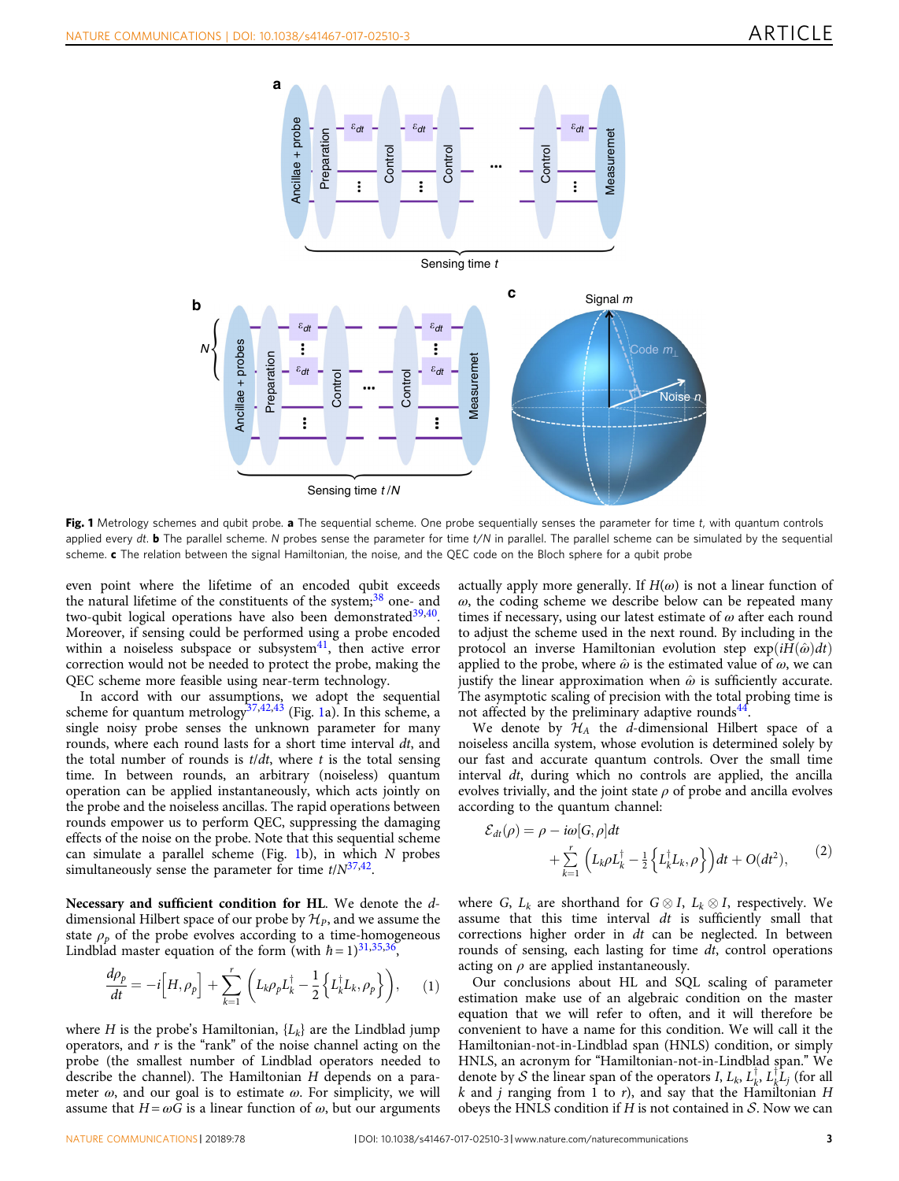**Fig. 1** Metrology schemes and qubit probe. **a** The sequential scheme. One probe sequentially senses the parameter for time $t$, with quantum controls applied every $dt$. **b** The parallel scheme. $N$ probes sense the parameter for time $t/N$ in parallel. The parallel scheme can be simulated by the sequential scheme. **c** The relation between the signal Hamiltonian, the noise, and the QEC code on the Bloch sphere for a qubit probe

even point where the lifetime of an encoded qubit exceeds the natural lifetime of the constituents of the system;[38] one- and two-qubit logical operations have also been demonstrated[39,40]. Moreover, if sensing could be performed using a probe encoded within a noiseless subspace or subsystem[41], then active error correction would not be needed to protect the probe, making the QEC scheme more feasible using near-term technology.

In accord with our assumptions, we adopt the sequential scheme for quantum metrology[37,42,43] (Fig. 1a). In this scheme, a single noisy probe senses the unknown parameter for many rounds, where each round lasts for a short time interval $dt$, and the total number of rounds is $t/dt$, where $t$ is the total sensing time. In between rounds, an arbitrary (noiseless) quantum operation can be applied instantaneously, which acts jointly on the probe and the noiseless ancillas. The rapid operations between rounds empower us to perform QEC, suppressing the damaging effects of the noise on the probe. Note that this sequential scheme can simulate a parallel scheme (Fig. 1b), in which $N$ probes simultaneously sense the parameter for time $t/N$[37,42].

**Necessary and sufficient condition for HL.** We denote the $d$-dimensional Hilbert space of our probe by $\mathcal{H}_P$, and we assume the state $\rho_p$ of the probe evolves according to a time-homogeneous Lindblad master equation of the form (with $\hbar = 1$)[31,35,36],

$$\frac{d\rho_p}{dt} = -i\left[H, \rho_p\right] + \sum_{k=1}^{r} \left( L_k \rho_p L_k^\dagger - \frac{1}{2}\left\{ L_k^\dagger L_k, \rho_p \right\} \right), \quad (1)$$

where $H$ is the probe's Hamiltonian, $\{L_k\}$ are the Lindblad jump operators, and $r$ is the "rank" of the noise channel acting on the probe (the smallest number of Lindblad operators needed to describe the channel). The Hamiltonian $H$ depends on a parameter $\omega$, and our goal is to estimate $\omega$. For simplicity, we will assume that $H = \omega G$ is a linear function of $\omega$, but our arguments actually apply more generally. If $H(\omega)$ is not a linear function of $\omega$, the coding scheme we describe below can be repeated many times if necessary, using our latest estimate of $\omega$ after each round to adjust the scheme used in the next round. By including in the protocol an inverse Hamiltonian evolution step $\exp(iH(\hat{\omega})dt)$ applied to the probe, where $\hat{\omega}$ is the estimated value of $\omega$, we can justify the linear approximation when $\hat{\omega}$ is sufficiently accurate. The asymptotic scaling of precision with the total probing time is not affected by the preliminary adaptive rounds[44].

We denote by $\mathcal{H}_A$ the $d$-dimensional Hilbert space of a noiseless ancilla system, whose evolution is determined solely by our fast and accurate quantum controls. Over the small time interval $dt$, during which no controls are applied, the ancilla evolves trivially, and the joint state $\rho$ of probe and ancilla evolves according to the quantum channel:

$$\mathcal{E}_{dt}(\rho) = \rho - i\omega[G, \rho]dt + \sum_{k=1}^{r} \left( L_k \rho L_k^\dagger - \frac{1}{2}\left\{ L_k^\dagger L_k, \rho \right\} \right) dt + O(dt^2), \quad (2)$$

where $G$, $L_k$ are shorthand for $G \otimes I$, $L_k \otimes I$, respectively. We assume that this time interval $dt$ is sufficiently small that corrections higher order in $dt$ can be neglected. In between rounds of sensing, each lasting for time $dt$, control operations acting on $\rho$ are applied instantaneously.

Our conclusions about HL and SQL scaling of parameter estimation make use of an algebraic condition on the master equation that we will refer to often, and it will therefore be convenient to have a name for this condition. We will call it the Hamiltonian-not-in-Lindblad span (HNLS) condition, or simply HNLS, an acronym for "Hamiltonian-not-in-Lindblad span." We denote by $\mathcal{S}$ the linear span of the operators $I$, $L_k$, $L_k^\dagger$, $L_k^\dagger L_j$ (for all $k$ and $j$ ranging from 1 to $r$), and say that the Hamiltonian $H$ obeys the HNLS condition if $H$ is not contained in $\mathcal{S}$. Now we can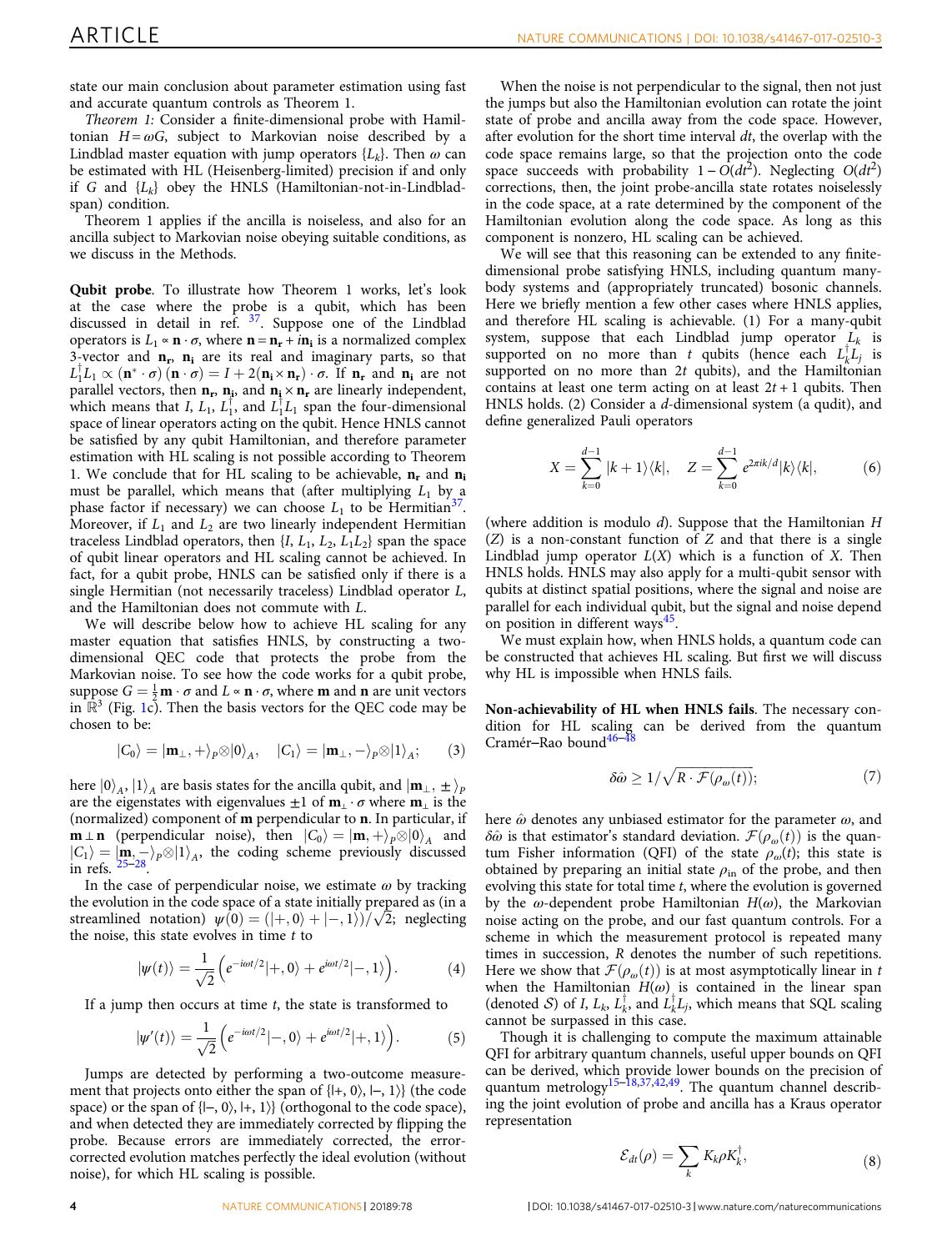state our main conclusion about parameter estimation using fast and accurate quantum controls as Theorem 1.

*Theorem 1:* Consider a finite-dimensional probe with Hamiltonian $H = \omega G$, subject to Markovian noise described by a Lindblad master equation with jump operators $\{L_k\}$. Then $\omega$ can be estimated with HL (Heisenberg-limited) precision if and only if $G$ and $\{L_k\}$ obey the HNLS (Hamiltonian-not-in-Lindblad-span) condition.

Theorem 1 applies if the ancilla is noiseless, and also for an ancilla subject to Markovian noise obeying suitable conditions, as we discuss in the Methods.

**Qubit probe**. To illustrate how Theorem 1 works, let's look at the case where the probe is a qubit, which has been discussed in detail in ref. [37]. Suppose one of the Lindblad operators is $L_1 \propto \mathbf{n}\cdot\sigma$, where $\mathbf{n} = \mathbf{n_r} + i\mathbf{n_i}$ is a normalized complex 3-vector and $\mathbf{n_r}$, $\mathbf{n_i}$ are its real and imaginary parts, so that $L_1^\dagger L_1 \propto (\mathbf{n}^*\cdot\sigma)(\mathbf{n}\cdot\sigma) = I + 2(\mathbf{n_i}\times\mathbf{n_r})\cdot\sigma$. If $\mathbf{n_r}$ and $\mathbf{n_i}$ are not parallel vectors, then $\mathbf{n_r}$, $\mathbf{n_i}$, and $\mathbf{n_i}\times\mathbf{n_r}$ are linearly independent, which means that $I$, $L_1$, $L_1^\dagger$, and $L_1^\dagger L_1$ span the four-dimensional space of linear operators acting on the qubit. Hence HNLS cannot be satisfied by any qubit Hamiltonian, and therefore parameter estimation with HL scaling is not possible according to Theorem 1. We conclude that for HL scaling to be achievable, $\mathbf{n_r}$ and $\mathbf{n_i}$ must be parallel, which means that (after multiplying $L_1$ by a phase factor if necessary) we can choose $L_1$ to be Hermitian[37]. Moreover, if $L_1$ and $L_2$ are two linearly independent Hermitian traceless Lindblad operators, then $\{I, L_1, L_2, L_1L_2\}$ span the space of qubit linear operators and HL scaling cannot be achieved. In fact, for a qubit probe, HNLS can be satisfied only if there is a single Hermitian (not necessarily traceless) Lindblad operator $L$, and the Hamiltonian does not commute with $L$.

We will describe below how to achieve HL scaling for any master equation that satisfies HNLS, by constructing a two-dimensional QEC code that protects the probe from the Markovian noise. To see how the code works for a qubit probe, suppose $G = \frac{1}{2}\mathbf{m}\cdot\sigma$ and $L \propto \mathbf{n}\cdot\sigma$, where $\mathbf{m}$ and $\mathbf{n}$ are unit vectors in $\mathbb{R}^3$ (Fig. 1c). Then the basis vectors for the QEC code may be chosen to be:

$$|C_0\rangle = |\mathbf{m}_\perp, +\rangle_P \otimes |0\rangle_A, \quad |C_1\rangle = |\mathbf{m}_\perp, -\rangle_P \otimes |1\rangle_A; \tag{3}$$

here $|0\rangle_A$, $|1\rangle_A$ are basis states for the ancilla qubit, and $|\mathbf{m}_\perp, \pm\rangle_P$ are the eigenstates with eigenvalues $\pm 1$ of $\mathbf{m}_\perp\cdot\sigma$ where $\mathbf{m}_\perp$ is the (normalized) component of $\mathbf{m}$ perpendicular to $\mathbf{n}$. In particular, if $\mathbf{m}\perp\mathbf{n}$ (perpendicular noise), then $|C_0\rangle = |\mathbf{m}, +\rangle_P\otimes|0\rangle_A$ and $|C_1\rangle = |\mathbf{m}, -\rangle_P\otimes|1\rangle_A$, the coding scheme previously discussed in refs. [25–28].

In the case of perpendicular noise, we estimate $\omega$ by tracking the evolution in the code space of a state initially prepared as (in a streamlined notation) $\psi(0) = (|+, 0\rangle + |-, 1\rangle)/\sqrt{2}$; neglecting the noise, this state evolves in time $t$ to

$$|\psi(t)\rangle = \frac{1}{\sqrt{2}}\left(e^{-i\omega t/2}|+, 0\rangle + e^{i\omega t/2}|-, 1\rangle\right). \tag{4}$$

If a jump then occurs at time $t$, the state is transformed to

$$|\psi'(t)\rangle = \frac{1}{\sqrt{2}}\left(e^{-i\omega t/2}|-, 0\rangle + e^{i\omega t/2}|+, 1\rangle\right). \tag{5}$$

Jumps are detected by performing a two-outcome measurement that projects onto either the span of $\{|+, 0\rangle, |-, 1\rangle\}$ (the code space) or the span of $\{|-, 0\rangle, |+, 1\rangle\}$ (orthogonal to the code space), and when detected they are immediately corrected by flipping the probe. Because errors are immediately corrected, the error-corrected evolution matches perfectly the ideal evolution (without noise), for which HL scaling is possible.

When the noise is not perpendicular to the signal, then not just the jumps but also the Hamiltonian evolution can rotate the joint state of probe and ancilla away from the code space. However, after evolution for the short time interval $dt$, the overlap with the code space remains large, so that the projection onto the code space succeeds with probability $1 - O(dt^2)$. Neglecting $O(dt^2)$ corrections, then, the joint probe-ancilla state rotates noiselessly in the code space, at a rate determined by the component of the Hamiltonian evolution along the code space. As long as this component is nonzero, HL scaling can be achieved.

We will see that this reasoning can be extended to any finite-dimensional probe satisfying HNLS, including quantum many-body systems and (appropriately truncated) bosonic channels. Here we briefly mention a few other cases where HNLS applies, and therefore HL scaling is achievable. (1) For a many-qubit system, suppose that each Lindblad jump operator $L_k$ is supported on no more than $t$ qubits (hence each $L_k^\dagger L_j$ is supported on no more than $2t$ qubits), and the Hamiltonian contains at least one term acting on at least $2t+1$ qubits. Then HNLS holds. (2) Consider a $d$-dimensional system (a qudit), and define generalized Pauli operators

$$X = \sum_{k=0}^{d-1} |k+1\rangle\langle k|, \quad Z = \sum_{k=0}^{d-1} e^{2\pi i k/d}|k\rangle\langle k|, \tag{6}$$

(where addition is modulo $d$). Suppose that the Hamiltonian $H(Z)$ is a non-constant function of $Z$ and that there is a single Lindblad jump operator $L(X)$ which is a function of $X$. Then HNLS holds. HNLS may also apply for a multi-qubit sensor with qubits at distinct spatial positions, where the signal and noise are parallel for each individual qubit, but the signal and noise depend on position in different ways[45].

We must explain how, when HNLS holds, a quantum code can be constructed that achieves HL scaling. But first we will discuss why HL is impossible when HNLS fails.

**Non-achievability of HL when HNLS fails**. The necessary condition for HL scaling can be derived from the quantum Cramér–Rao bound[46–48]

$$\delta\hat{\omega} \geq 1/\sqrt{R\cdot\mathcal{F}(\rho_\omega(t))}; \tag{7}$$

here $\hat{\omega}$ denotes any unbiased estimator for the parameter $\omega$, and $\delta\hat{\omega}$ is that estimator's standard deviation. $\mathcal{F}(\rho_\omega(t))$ is the quantum Fisher information (QFI) of the state $\rho_\omega(t)$; this state is obtained by preparing an initial state $\rho_{\rm in}$ of the probe, and then evolving this state for total time $t$, where the evolution is governed by the $\omega$-dependent probe Hamiltonian $H(\omega)$, the Markovian noise acting on the probe, and our fast quantum controls. For a scheme in which the measurement protocol is repeated many times in succession, $R$ denotes the number of such repetitions. Here we show that $\mathcal{F}(\rho_\omega(t))$ is at most asymptotically linear in $t$ when the Hamiltonian $H(\omega)$ is contained in the linear span (denoted $\mathcal{S}$) of $I$, $L_k$, $L_k^\dagger$, and $L_k^\dagger L_j$, which means that SQL scaling cannot be surpassed in this case.

Though it is challenging to compute the maximum attainable QFI for arbitrary quantum channels, useful upper bounds on QFI can be derived, which provide lower bounds on the precision of quantum metrology[15–18,37,42,49]. The quantum channel describing the joint evolution of probe and ancilla has a Kraus operator representation

$$\mathcal{E}_{dt}(\rho) = \sum_k K_k \rho K_k^\dagger, \tag{8}$$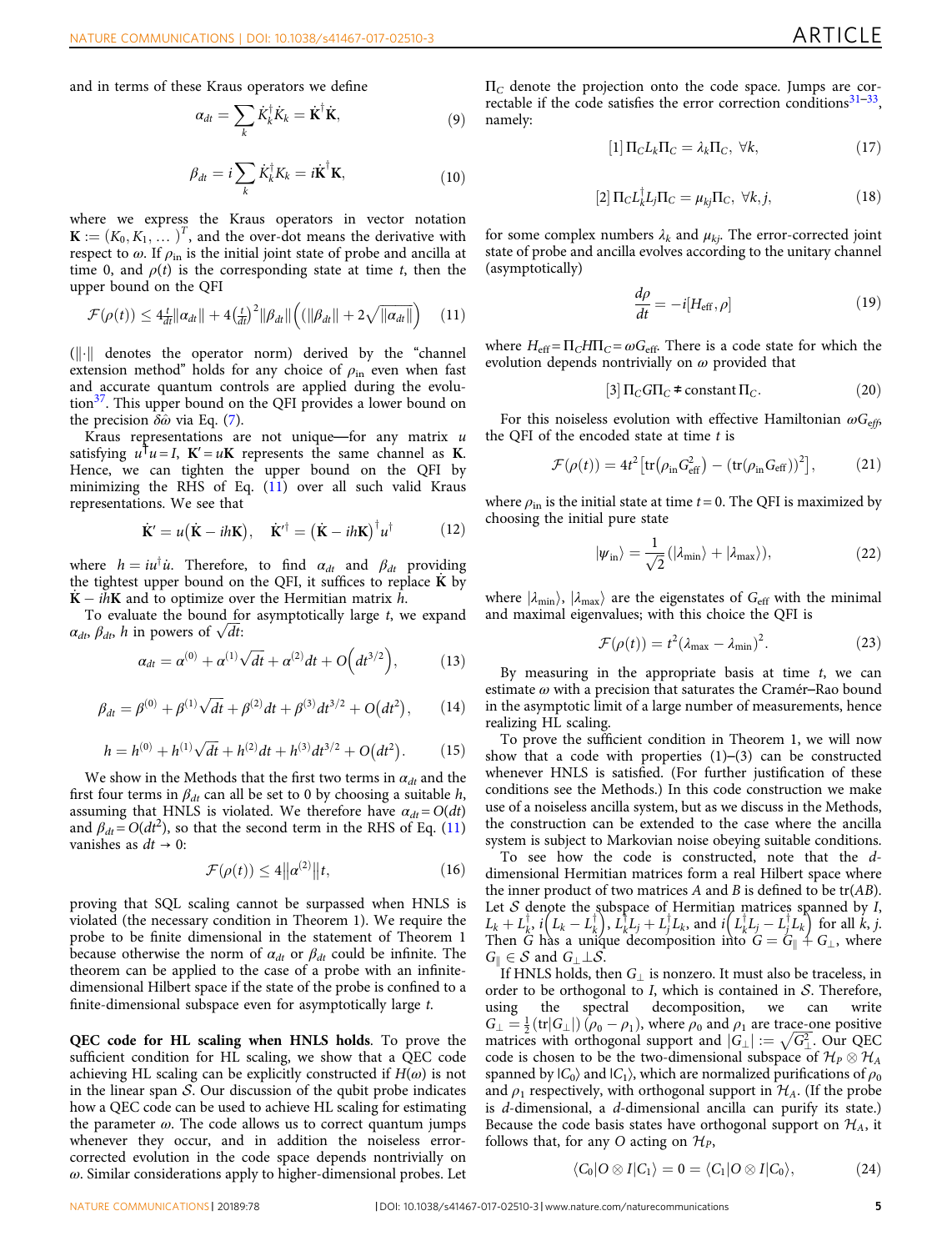and in terms of these Kraus operators we define

$$\alpha_{dt} = \sum_k \dot{K}_k^\dagger \dot{K}_k = \dot{\mathbf{K}}^\dagger \dot{\mathbf{K}}, \tag{9}$$

$$\beta_{dt} = i\sum_k \dot{K}_k^\dagger K_k = i\dot{\mathbf{K}}^\dagger \mathbf{K}, \tag{10}$$

where we express the Kraus operators in vector notation $\mathbf{K} := (K_0, K_1, \dots)^T$, and the over-dot means the derivative with respect to $\omega$. If $\rho_{\text{in}}$ is the initial joint state of probe and ancilla at time 0, and $\rho(t)$ is the corresponding state at time $t$, then the upper bound on the QFI

$$\mathcal{F}(\rho(t)) \le 4\tfrac{t}{dt}\|\alpha_{dt}\| + 4\left(\tfrac{t}{dt}\right)^2\|\beta_{dt}\|\left((\|\beta_{dt}\| + 2\sqrt{\|\alpha_{dt}\|}\right) \tag{11}$$

($\|\cdot\|$ denotes the operator norm) derived by the "channel extension method" holds for any choice of $\rho_{\text{in}}$ even when fast and accurate quantum controls are applied during the evolution[37]. This upper bound on the QFI provides a lower bound on the precision $\delta\hat{\omega}$ via Eq. (7).

Kraus representations are not unique—for any matrix $u$ satisfying $u^\dagger u = I$, $\mathbf{K}' = u\mathbf{K}$ represents the same channel as $\mathbf{K}$. Hence, we can tighten the upper bound on the QFI by minimizing the RHS of Eq. (11) over all such valid Kraus representations. We see that

$$\dot{\mathbf{K}}' = u(\dot{\mathbf{K}} - ih\mathbf{K}), \quad \dot{\mathbf{K}}'^\dagger = (\dot{\mathbf{K}} - ih\mathbf{K})^\dagger u^\dagger \tag{12}$$

where $h = iu^\dagger \dot{u}$. Therefore, to find $\alpha_{dt}$ and $\beta_{dt}$ providing the tightest upper bound on the QFI, it suffices to replace $\dot{\mathbf{K}}$ by $\dot{\mathbf{K}} - ih\mathbf{K}$ and to optimize over the Hermitian matrix $h$.

To evaluate the bound for asymptotically large $t$, we expand $\alpha_{dt}$, $\beta_{dt}$, $h$ in powers of $\sqrt{dt}$:

$$\alpha_{dt} = \alpha^{(0)} + \alpha^{(1)}\sqrt{dt} + \alpha^{(2)}dt + O\left(dt^{3/2}\right), \tag{13}$$

$$\beta_{dt} = \beta^{(0)} + \beta^{(1)}\sqrt{dt} + \beta^{(2)}dt + \beta^{(3)}dt^{3/2} + O\left(dt^2\right), \tag{14}$$

$$h = h^{(0)} + h^{(1)}\sqrt{dt} + h^{(2)}dt + h^{(3)}dt^{3/2} + O\left(dt^2\right). \tag{15}$$

We show in the Methods that the first two terms in $\alpha_{dt}$ and the first four terms in $\beta_{dt}$ can all be set to 0 by choosing a suitable $h$, assuming that HNLS is violated. We therefore have $\alpha_{dt} = O(dt)$ and $\beta_{dt} = O(dt^2)$, so that the second term in the RHS of Eq. (11) vanishes as $dt \to 0$:

$$\mathcal{F}(\rho(t)) \le 4\left\|\alpha^{(2)}\right\|t, \tag{16}$$

proving that SQL scaling cannot be surpassed when HNLS is violated (the necessary condition in Theorem 1). We require the probe to be finite dimensional in the statement of Theorem 1 because otherwise the norm of $\alpha_{dt}$ or $\beta_{dt}$ could be infinite. The theorem can be applied to the case of a probe with an infinite-dimensional Hilbert space if the state of the probe is confined to a finite-dimensional subspace even for asymptotically large $t$.

**QEC code for HL scaling when HNLS holds**. To prove the sufficient condition for HL scaling, we show that a QEC code achieving HL scaling can be explicitly constructed if $H(\omega)$ is not in the linear span $\mathcal{S}$. Our discussion of the qubit probe indicates how a QEC code can be used to achieve HL scaling for estimating the parameter $\omega$. The code allows us to correct quantum jumps whenever they occur, and in addition the noiseless error-corrected evolution in the code space depends nontrivially on $\omega$. Similar considerations apply to higher-dimensional probes. Let $\Pi_C$ denote the projection onto the code space. Jumps are correctable if the code satisfies the error correction conditions[31–33], namely:

$$[1]\ \Pi_C L_k \Pi_C = \lambda_k \Pi_C, \ \forall k, \tag{17}$$

$$[2]\ \Pi_C L_k^\dagger L_j \Pi_C = \mu_{kj}\Pi_C, \ \forall k, j, \tag{18}$$

for some complex numbers $\lambda_k$ and $\mu_{kj}$. The error-corrected joint state of probe and ancilla evolves according to the unitary channel (asymptotically)

$$\frac{d\rho}{dt} = -i[H_{\text{eff}}, \rho] \tag{19}$$

where $H_{\text{eff}} = \Pi_C H \Pi_C = \omega G_{\text{eff}}$. There is a code state for which the evolution depends nontrivially on $\omega$ provided that

$$[3]\ \Pi_C G \Pi_C \ne \text{constant}\,\Pi_C. \tag{20}$$

For this noiseless evolution with effective Hamiltonian $\omega G_{\text{eff}}$, the QFI of the encoded state at time $t$ is

$$\mathcal{F}(\rho(t)) = 4t^2\left[\text{tr}\left(\rho_{\text{in}} G_{\text{eff}}^2\right) - \left(\text{tr}(\rho_{\text{in}} G_{\text{eff}})\right)^2\right], \tag{21}$$

where $\rho_{\text{in}}$ is the initial state at time $t = 0$. The QFI is maximized by choosing the initial pure state

$$|\psi_{\text{in}}\rangle = \frac{1}{\sqrt{2}}(|\lambda_{\min}\rangle + |\lambda_{\max}\rangle), \tag{22}$$

where $|\lambda_{\min}\rangle$, $|\lambda_{\max}\rangle$ are the eigenstates of $G_{\text{eff}}$ with the minimal and maximal eigenvalues; with this choice the QFI is

$$\mathcal{F}(\rho(t)) = t^2(\lambda_{\max} - \lambda_{\min})^2. \tag{23}$$

By measuring in the appropriate basis at time $t$, we can estimate $\omega$ with a precision that saturates the Cramér–Rao bound in the asymptotic limit of a large number of measurements, hence realizing HL scaling.

To prove the sufficient condition in Theorem 1, we will now show that a code with properties (1)–(3) can be constructed whenever HNLS is satisfied. (For further justification of these conditions see the Methods.) In this code construction we make use of a noiseless ancilla system, but as we discuss in the Methods, the construction can be extended to the case where the ancilla system is subject to Markovian noise obeying suitable conditions.

To see how the code is constructed, note that the $d$-dimensional Hermitian matrices form a real Hilbert space where the inner product of two matrices $A$ and $B$ is defined to be $\text{tr}(AB)$. Let $\mathcal{S}$ denote the subspace of Hermitian matrices spanned by $I$, $L_k + L_k^\dagger$, $i\left(L_k - L_k^\dagger\right)$, $L_k^\dagger L_j + L_j^\dagger L_k$, and $i\left(L_k^\dagger L_j - L_j^\dagger L_k\right)$ for all $k$, $j$. Then $G$ has a unique decomposition into $G = G_\parallel + G_\perp$, where $G_\parallel \in \mathcal{S}$ and $G_\perp \perp \mathcal{S}$.

If HNLS holds, then $G_\perp$ is nonzero. It must also be traceless, in order to be orthogonal to $I$, which is contained in $\mathcal{S}$. Therefore, using the spectral decomposition, we can write $G_\perp = \frac{1}{2}(\text{tr}|G_\perp|)(\rho_0 - \rho_1)$, where $\rho_0$ and $\rho_1$ are trace-one positive matrices with orthogonal support and $|G_\perp| := \sqrt{G_\perp^2}$. Our QEC code is chosen to be the two-dimensional subspace of $\mathcal{H}_P \otimes \mathcal{H}_A$ spanned by $|C_0\rangle$ and $|C_1\rangle$, which are normalized purifications of $\rho_0$ and $\rho_1$ respectively, with orthogonal support in $\mathcal{H}_A$. (If the probe is $d$-dimensional, a $d$-dimensional ancilla can purify its state.) Because the code basis states have orthogonal support on $\mathcal{H}_A$, it follows that, for any $O$ acting on $\mathcal{H}_P$,

$$\langle C_0|O \otimes I|C_1\rangle = 0 = \langle C_1|O \otimes I|C_0\rangle, \tag{24}$$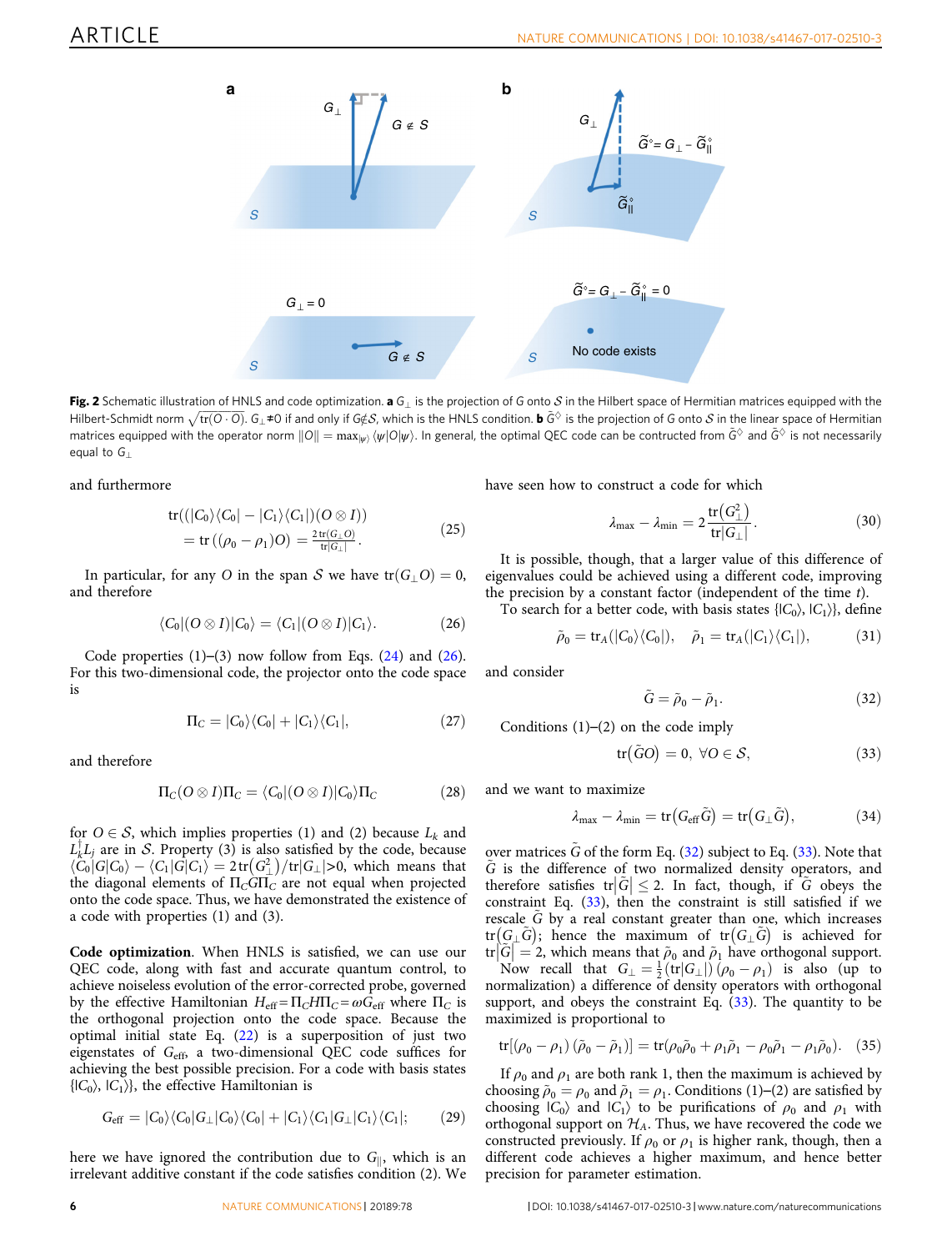Fig. 2 Schematic illustration of HNLS and code optimization. **a** $G_\perp$ is the projection of $G$ onto $\mathcal{S}$ in the Hilbert space of Hermitian matrices equipped with the Hilbert-Schmidt norm $\sqrt{\mathrm{tr}(O \cdot O)}$. $G_\perp \neq 0$ if and only if $G \notin \mathcal{S}$, which is the HNLS condition. **b** $\tilde{G}^\diamond$ is the projection of $G$ onto $\mathcal{S}$ in the linear space of Hermitian matrices equipped with the operator norm $\|O\| = \max_{|\psi\rangle} \langle\psi|O|\psi\rangle$. In general, the optimal QEC code can be contructed from $\tilde{G}^\diamond$ and $\tilde{G}^\diamond$ is not necessarily equal to $G_\perp$

and furthermore

$$\begin{aligned} &\mathrm{tr}((|C_0\rangle\langle C_0| - |C_1\rangle\langle C_1|)(O\otimes I)) \\ &\quad = \mathrm{tr}((\rho_0 - \rho_1)O) = \tfrac{2\,\mathrm{tr}(G_\perp O)}{\mathrm{tr}|G_\perp|}. \end{aligned} \tag{25}$$

In particular, for any $O$ in the span $\mathcal{S}$ we have $\mathrm{tr}(G_\perp O) = 0$, and therefore

$$\langle C_0|(O\otimes I)|C_0\rangle = \langle C_1|(O\otimes I)|C_1\rangle. \tag{26}$$

Code properties (1)–(3) now follow from Eqs. (24) and (26). For this two-dimensional code, the projector onto the code space is

$$\Pi_C = |C_0\rangle\langle C_0| + |C_1\rangle\langle C_1|, \tag{27}$$

and therefore

$$\Pi_C(O\otimes I)\Pi_C = \langle C_0|(O\otimes I)|C_0\rangle\Pi_C \tag{28}$$

for $O \in \mathcal{S}$, which implies properties (1) and (2) because $L_k$ and $L_k^\dagger L_j$ are in $\mathcal{S}$. Property (3) is also satisfied by the code, because $\langle C_0|G|C_0\rangle - \langle C_1|G|C_1\rangle = 2\,\mathrm{tr}(G_\perp^2)/\mathrm{tr}|G_\perp| > 0$, which means that the diagonal elements of $\Pi_C G \Pi_C$ are not equal when projected onto the code space. Thus, we have demonstrated the existence of a code with properties (1) and (3).

**Code optimization**. When HNLS is satisfied, we can use our QEC code, along with fast and accurate quantum control, to achieve noiseless evolution of the error-corrected probe, governed by the effective Hamiltonian $H_{\mathrm{eff}} = \Pi_C H \Pi_C = \omega G_{\mathrm{eff}}$ where $\Pi_C$ is the orthogonal projection onto the code space. Because the optimal initial state Eq. (22) is a superposition of just two eigenstates of $G_{\mathrm{eff}}$, a two-dimensional QEC code suffices for achieving the best possible precision. For a code with basis states $\{|C_0\rangle, |C_1\rangle\}$, the effective Hamiltonian is

$$G_{\mathrm{eff}} = |C_0\rangle\langle C_0|G_\perp|C_0\rangle\langle C_0| + |C_1\rangle\langle C_1|G_\perp|C_1\rangle\langle C_1|; \tag{29}$$

here we have ignored the contribution due to $G_\parallel$, which is an irrelevant additive constant if the code satisfies condition (2). We have seen how to construct a code for which

$$\lambda_{\max} - \lambda_{\min} = 2\frac{\mathrm{tr}(G_\perp^2)}{\mathrm{tr}|G_\perp|}. \tag{30}$$

It is possible, though, that a larger value of this difference of eigenvalues could be achieved using a different code, improving the precision by a constant factor (independent of the time $t$). To search for a better code, with basis states $\{|C_0\rangle, |C_1\rangle\}$, define

$$\tilde{\rho}_0 = \mathrm{tr}_A(|C_0\rangle\langle C_0|), \quad \tilde{\rho}_1 = \mathrm{tr}_A(|C_1\rangle\langle C_1|), \tag{31}$$

and consider

$$\tilde{G} = \tilde{\rho}_0 - \tilde{\rho}_1. \tag{32}$$

Conditions (1)–(2) on the code imply

$$\mathrm{tr}(\tilde{G}O) = 0, \ \forall O \in \mathcal{S}, \tag{33}$$

and we want to maximize

$$\lambda_{\max} - \lambda_{\min} = \mathrm{tr}(G_{\mathrm{eff}}\tilde{G}) = \mathrm{tr}(G_\perp\tilde{G}), \tag{34}$$

over matrices $\tilde{G}$ of the form Eq. (32) subject to Eq. (33). Note that $\tilde{G}$ is the difference of two normalized density operators, and therefore satisfies $\mathrm{tr}|\tilde{G}| \leq 2$. In fact, though, if $\tilde{G}$ obeys the constraint Eq. (33), then the constraint is still satisfied if we rescale $\tilde{G}$ by a real constant greater than one, which increases $\mathrm{tr}(G_\perp\tilde{G})$; hence the maximum of $\mathrm{tr}(G_\perp\tilde{G})$ is achieved for $\mathrm{tr}|\tilde{G}| = 2$, which means that $\tilde{\rho}_0$ and $\tilde{\rho}_1$ have orthogonal support. Now recall that $G_\perp = \frac{1}{2}(\mathrm{tr}|G_\perp|)(\rho_0 - \rho_1)$ is also (up to normalization) a difference of density operators with orthogonal support, and obeys the constraint Eq. (33). The quantity to be maximized is proportional to

$$\mathrm{tr}[(\rho_0 - \rho_1)(\tilde{\rho}_0 - \tilde{\rho}_1)] = \mathrm{tr}(\rho_0\tilde{\rho}_0 + \rho_1\tilde{\rho}_1 - \rho_0\tilde{\rho}_1 - \rho_1\tilde{\rho}_0). \tag{35}$$

If $\rho_0$ and $\rho_1$ are both rank 1, then the maximum is achieved by choosing $\tilde{\rho}_0 = \rho_0$ and $\tilde{\rho}_1 = \rho_1$. Conditions (1)–(2) are satisfied by choosing $|C_0\rangle$ and $|C_1\rangle$ to be purifications of $\rho_0$ and $\rho_1$ with orthogonal support on $\mathcal{H}_A$. Thus, we have recovered the code we constructed previously. If $\rho_0$ or $\rho_1$ is higher rank, though, then a different code achieves a higher maximum, and hence better precision for parameter estimation.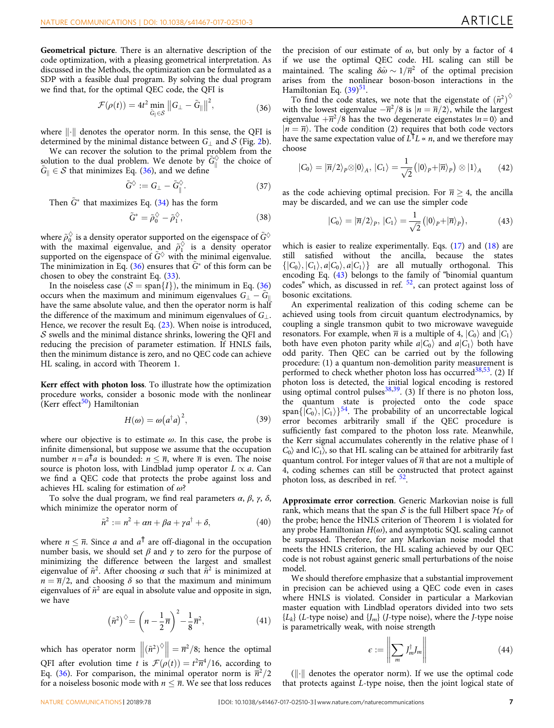**Geometrical picture**. There is an alternative description of the code optimization, with a pleasing geometrical interpretation. As discussed in the Methods, the optimization can be formulated as a SDP with a feasible dual program. By solving the dual program we find that, for the optimal QEC code, the QFI is

$$\mathcal{F}(\rho(t)) = 4t^2 \min_{\tilde{G}_\parallel \in \mathcal{S}} \left\| G_\perp - \tilde{G}_\parallel \right\|^2, \tag{36}$$

where $\|\cdot\|$ denotes the operator norm. In this sense, the QFI is determined by the minimal distance between $G_\perp$ and $\mathcal{S}$ (Fig. 2b).

We can recover the solution to the primal problem from the solution to the dual problem. We denote by $\tilde{G}_\parallel^\diamond$ the choice of $\tilde{G}_\parallel \in \mathcal{S}$ that minimizes Eq. (36), and we define

$$\tilde{G}^\diamond := G_\perp - \tilde{G}_\parallel^\diamond. \tag{37}$$

Then $\tilde{G}^*$ that maximizes Eq. (34) has the form

$$\tilde{G}^* = \tilde{\rho}_0^\diamond - \tilde{\rho}_1^\diamond, \tag{38}$$

where $\tilde{\rho}_0^\diamond$ is a density operator supported on the eigenspace of $\tilde{G}^\diamond$ with the maximal eigenvalue, and $\tilde{\rho}_1^\diamond$ is a density operator supported on the eigenspace of $\tilde{G}^\diamond$ with the minimal eigenvalue. The minimization in Eq. (36) ensures that $\tilde{G}^*$ of this form can be chosen to obey the constraint Eq. (33).

In the noiseless case ($\mathcal{S} = \text{span}\{I\}$), the minimum in Eq. (36) occurs when the maximum and minimum eigenvalues $G_\perp - \tilde{G}_\parallel$ have the same absolute value, and then the operator norm is half the difference of the maximum and minimum eigenvalues of $G_\perp$. Hence, we recover the result Eq. (23). When noise is introduced, $\mathcal{S}$ swells and the minimal distance shrinks, lowering the QFI and reducing the precision of parameter estimation. If HNLS fails, then the minimum distance is zero, and no QEC code can achieve HL scaling, in accord with Theorem 1.

**Kerr effect with photon loss**. To illustrate how the optimization procedure works, consider a bosonic mode with the nonlinear (Kerr effect[50]) Hamiltonian

$$H(\omega) = \omega\left(a^\dagger a\right)^2, \tag{39}$$

where our objective is to estimate $\omega$. In this case, the probe is infinite dimensional, but suppose we assume that the occupation number $n = a^\dagger a$ is bounded: $n \le \overline{n}$, where $\overline{n}$ is even. The noise source is photon loss, with Lindblad jump operator $L \propto a$. Can we find a QEC code that protects the probe against loss and achieves HL scaling for estimation of $\omega$?

To solve the dual program, we find real parameters $\alpha$, $\beta$, $\gamma$, $\delta$, which minimize the operator norm of

$$\tilde{n}^2 := n^2 + \alpha n + \beta a + \gamma a^\dagger + \delta, \tag{40}$$

where $n \le \overline{n}$. Since $a$ and $a^\dagger$ are off-diagonal in the occupation number basis, we should set $\beta$ and $\gamma$ to zero for the purpose of minimizing the difference between the largest and smallest eigenvalue of $\tilde{n}^2$. After choosing $\alpha$ such that $\tilde{n}^2$ is minimized at $n = \overline{n}/2$, and choosing $\delta$ so that the maximum and minimum eigenvalues of $\tilde{n}^2$ are equal in absolute value and opposite in sign, we have

$$\left(\tilde{n}^2\right)^\diamond = \left(n - \frac{1}{2}\overline{n}\right)^2 - \frac{1}{8}\overline{n}^2, \tag{41}$$

which has operator norm $\left\|\left(\tilde{n}^2\right)^\diamond\right\| = \overline{n}^2/8$; hence the optimal QFI after evolution time $t$ is $\mathcal{F}(\rho(t)) = t^2\overline{n}^4/16$, according to Eq. (36). For comparison, the minimal operator norm is $\overline{n}^2/2$ for a noiseless bosonic mode with $n \le \overline{n}$. We see that loss reduces the precision of our estimate of $\omega$, but only by a factor of 4 if we use the optimal QEC code. HL scaling can still be maintained. The scaling $\delta\hat{\omega} \sim 1/\overline{n}^2$ of the optimal precision arises from the nonlinear boson-boson interactions in the Hamiltonian Eq. (39)[51].

To find the code states, we note that the eigenstate of $(\tilde{n}^2)^\diamond$ with the lowest eigenvalue $-\overline{n}^2/8$ is $|n = \overline{n}/2\rangle$, while the largest eigenvalue $+\overline{n}^2/8$ has the two degenerate eigenstates $|n = 0\rangle$ and $|n = \overline{n}\rangle$. The code condition (2) requires that both code vectors have the same expectation value of $L^\dagger L \propto n$, and we therefore may choose

$$|C_0\rangle = |\overline{n}/2\rangle_P \otimes |0\rangle_A,\ |C_1\rangle = \frac{1}{\sqrt{2}}\left(|0\rangle_P + |\overline{n}\rangle_P\right) \otimes |1\rangle_A \tag{42}$$

as the code achieving optimal precision. For $\overline{n} \ge 4$, the ancilla may be discarded, and we can use the simpler code

$$|C_0\rangle = |\overline{n}/2\rangle_P,\ |C_1\rangle = \frac{1}{\sqrt{2}}\left(|0\rangle_P + |\overline{n}\rangle_P\right), \tag{43}$$

which is easier to realize experimentally. Eqs. (17) and (18) are still satisfied without the ancilla, because the states $\{|C_0\rangle, |C_1\rangle, a|C_0\rangle, a|C_1\rangle\}$ are all mutually orthogonal. This encoding Eq. (43) belongs to the family of "binomial quantum codes" which, as discussed in ref. [52], can protect against loss of bosonic excitations.

An experimental realization of this coding scheme can be achieved using tools from circuit quantum electrodynamics, by coupling a single transmon qubit to two microwave waveguide resonators. For example, when $\overline{n}$ is a multiple of 4, $|C_0\rangle$ and $|C_1\rangle$ both have even photon parity while $a|C_0\rangle$ and $a|C_1\rangle$ both have odd parity. Then QEC can be carried out by the following procedure: (1) a quantum non-demolition parity measurement is performed to check whether photon loss has occurred[38,53]. (2) If photon loss is detected, the initial logical encoding is restored using optimal control pulses[38,39]. (3) If there is no photon loss, the quantum state is projected onto the code space span$\{|C_0\rangle, |C_1\rangle\}$[54]. The probability of an uncorrectable logical error becomes arbitrarily small if the QEC procedure is sufficiently fast compared to the photon loss rate. Meanwhile, the Kerr signal accumulates coherently in the relative phase of $|C_0\rangle$ and $|C_1\rangle$, so that HL scaling can be attained for arbitrarily fast quantum control. For integer values of $\overline{n}$ that are not a multiple of 4, coding schemes can still be constructed that protect against photon loss, as described in ref. [52].

**Approximate error correction**. Generic Markovian noise is full rank, which means that the span $\mathcal{S}$ is the full Hilbert space $\mathcal{H}_P$ of the probe; hence the HNLS criterion of Theorem 1 is violated for any probe Hamiltonian $H(\omega)$, and asymptotic SQL scaling cannot be surpassed. Therefore, for any Markovian noise model that meets the HNLS criterion, the HL scaling achieved by our QEC code is not robust against generic small perturbations of the noise model.

We should therefore emphasize that a substantial improvement in precision can be achieved using a QEC code even in cases where HNLS is violated. Consider in particular a Markovian master equation with Lindblad operators divided into two sets $\{L_k\}$ ($L$-type noise) and $\{J_m\}$ ($J$-type noise), where the $J$-type noise is parametrically weak, with noise strength

$$\epsilon := \left\| \sum_m J_m^\dagger J_m \right\| \tag{44}$$

($\|\cdot\|$ denotes the operator norm). If we use the optimal code that protects against $L$-type noise, then the joint logical state of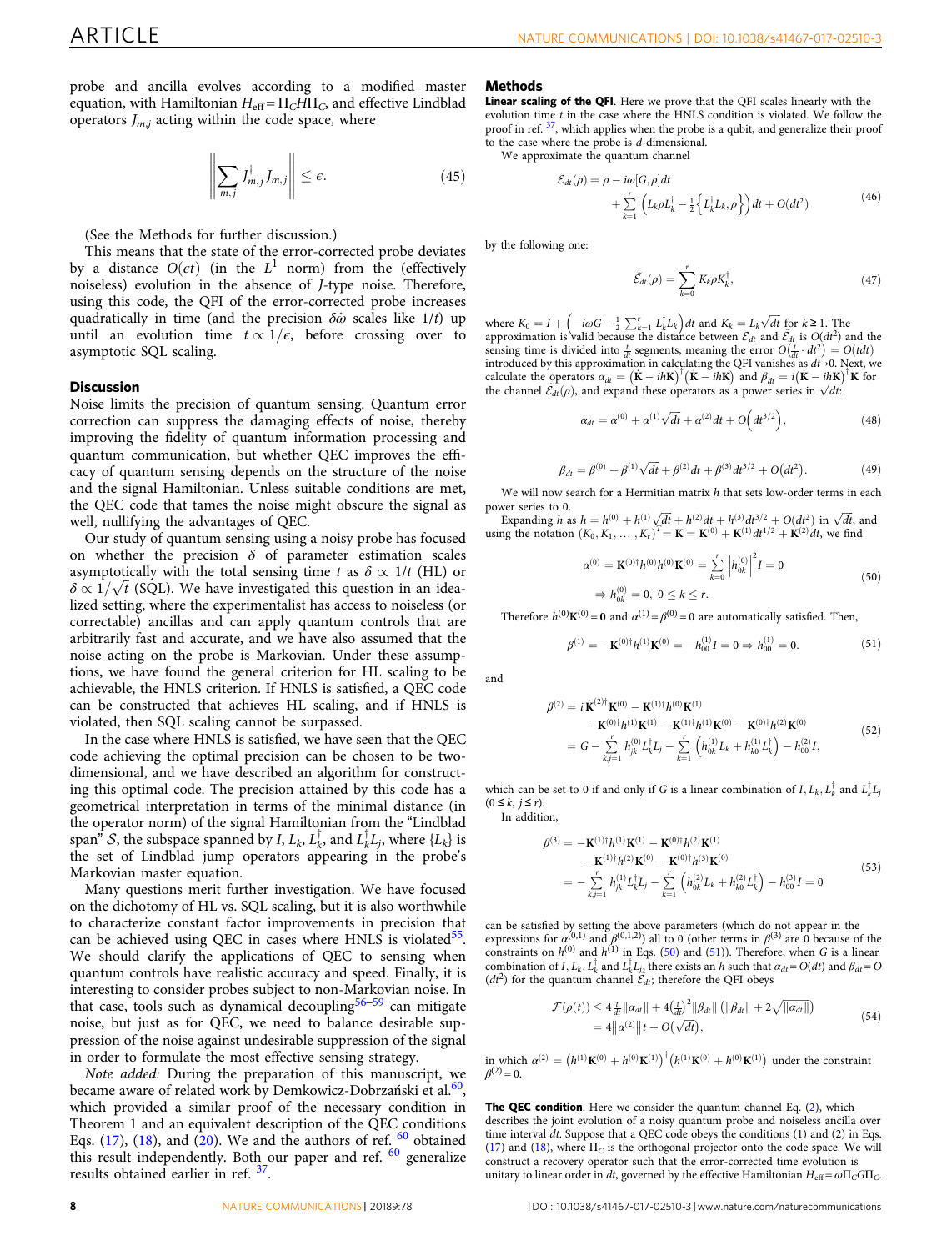probe and ancilla evolves according to a modified master equation, with Hamiltonian $H_{\rm eff} = \Pi_C H \Pi_C$, and effective Lindblad operators $J_{m,j}$ acting within the code space, where

$$\left\| \sum_{m,j} J_{m,j}^\dagger J_{m,j} \right\| \leq \epsilon. \tag{45}$$

(See the Methods for further discussion.)

This means that the state of the error-corrected probe deviates by a distance $O(\epsilon t)$ (in the $L^1$ norm) from the (effectively noiseless) evolution in the absence of $J$-type noise. Therefore, using this code, the QFI of the error-corrected probe increases quadratically in time (and the precision $\delta\hat{\omega}$ scales like $1/t$) up until an evolution time $t \propto 1/\epsilon$, before crossing over to asymptotic SQL scaling.

## Discussion

Noise limits the precision of quantum sensing. Quantum error correction can suppress the damaging effects of noise, thereby improving the fidelity of quantum information processing and quantum communication, but whether QEC improves the efficacy of quantum sensing depends on the structure of the noise and the signal Hamiltonian. Unless suitable conditions are met, the QEC code that tames the noise might obscure the signal as well, nullifying the advantages of QEC.

Our study of quantum sensing using a noisy probe has focused on whether the precision $\delta$ of parameter estimation scales asymptotically with the total sensing time $t$ as $\delta \propto 1/t$ (HL) or $\delta \propto 1/\sqrt{t}$ (SQL). We have investigated this question in an idealized setting, where the experimentalist has access to noiseless (or correctable) ancillas and can apply quantum controls that are arbitrarily fast and accurate, and we have also assumed that the noise acting on the probe is Markovian. Under these assumptions, we have found the general criterion for HL scaling to be achievable, the HNLS criterion. If HNLS is satisfied, a QEC code can be constructed that achieves HL scaling, and if HNLS is violated, then SQL scaling cannot be surpassed.

In the case where HNLS is satisfied, we have seen that the QEC code achieving the optimal precision can be chosen to be two-dimensional, and we have described an algorithm for constructing this optimal code. The precision attained by this code has a geometrical interpretation in terms of the minimal distance (in the operator norm) of the signal Hamiltonian from the "Lindblad span" $\mathcal{S}$, the subspace spanned by $I$, $L_k$, $L_k^\dagger$, and $L_k^\dagger L_j$, where $\{L_k\}$ is the set of Lindblad jump operators appearing in the probe's Markovian master equation.

Many questions merit further investigation. We have focused on the dichotomy of HL vs. SQL scaling, but it is also worthwhile to characterize constant factor improvements in precision that can be achieved using QEC in cases where HNLS is violated[55]. We should clarify the applications of QEC to sensing when quantum controls have realistic accuracy and speed. Finally, it is interesting to consider probes subject to non-Markovian noise. In that case, tools such as dynamical decoupling[56–59] can mitigate noise, but just as for QEC, we need to balance desirable suppression of the noise against undesirable suppression of the signal in order to formulate the most effective sensing strategy.

*Note added:* During the preparation of this manuscript, we became aware of related work by Demkowicz-Dobrzański et al.[60], which provided a similar proof of the necessary condition in Theorem 1 and an equivalent description of the QEC conditions Eqs. (17), (18), and (20). We and the authors of ref. [60] obtained this result independently. Both our paper and ref. [60] generalize results obtained earlier in ref. [37].

## Methods

**Linear scaling of the QFI**. Here we prove that the QFI scales linearly with the evolution time $t$ in the case where the HNLS condition is violated. We follow the proof in ref. [37], which applies when the probe is a qubit, and generalize their proof to the case where the probe is $d$-dimensional.

We approximate the quantum channel

$$\mathcal{E}_{dt}(\rho) = \rho - i\omega[G,\rho]dt + \sum_{k=1}^{r}\left(L_k\rho L_k^\dagger - \tfrac{1}{2}\left\{L_k^\dagger L_k, \rho\right\}\right)dt + O(dt^2) \tag{46}$$

by the following one:

$$\tilde{\mathcal{E}}_{dt}(\rho) = \sum_{k=0}^{r} K_k \rho K_k^\dagger, \tag{47}$$

where $K_0 = I + \left(-i\omega G - \frac{1}{2}\sum_{k=1}^{r} L_k^\dagger L_k\right)dt$ and $K_k = L_k\sqrt{dt}$ for $k \geq 1$. The approximation is valid because the distance between $\mathcal{E}_{dt}$ and $\tilde{\mathcal{E}}_{dt}$ is $O(dt^2)$ and the sensing time is divided into $\frac{t}{dt}$ segments, meaning the error $O(\frac{t}{dt}\cdot dt^2) = O(tdt)$ introduced by this approximation in calculating the QFI vanishes as $dt \to 0$. Next, we calculate the operators $\alpha_{dt} = (\dot{\mathbf{K}} - ih\mathbf{K})^\dagger(\dot{\mathbf{K}} - ih\mathbf{K})$ and $\beta_{dt} = i(\dot{\mathbf{K}} - ih\mathbf{K})^\dagger \mathbf{K}$ for the channel $\tilde{\mathcal{E}}_{dt}(\rho)$, and expand these operators as a power series in $\sqrt{dt}$:

$$\alpha_{dt} = \alpha^{(0)} + \alpha^{(1)}\sqrt{dt} + \alpha^{(2)}dt + O\left(dt^{3/2}\right), \tag{48}$$

$$\beta_{dt} = \beta^{(0)} + \beta^{(1)}\sqrt{dt} + \beta^{(2)}dt + \beta^{(3)}dt^{3/2} + O(dt^2). \tag{49}$$

We will now search for a Hermitian matrix $h$ that sets low-order terms in each power series to 0.

Expanding $h$ as $h = h^{(0)} + h^{(1)}\sqrt{dt} + h^{(2)}dt + h^{(3)}dt^{3/2} + O(dt^2)$ in $\sqrt{dt}$, and using the notation $(K_0, K_1, \ldots, K_r)^T = \mathbf{K} = \mathbf{K}^{(0)} + \mathbf{K}^{(1)}dt^{1/2} + \mathbf{K}^{(2)}dt$, we find

$$\begin{aligned}
\alpha^{(0)} = \mathbf{K}^{(0)\dagger}h^{(0)}h^{(0)}\mathbf{K}^{(0)} = \sum_{k=0}^{r}\left|h_{0k}^{(0)}\right|^2 I = 0 \\
\Rightarrow h_{0k}^{(0)} = 0,\ 0 \leq k \leq r.
\end{aligned} \tag{50}$$

Therefore $h^{(0)}\mathbf{K}^{(0)} = \mathbf{0}$ and $\alpha^{(1)} = \beta^{(0)} = 0$ are automatically satisfied. Then,

$$\beta^{(1)} = -\mathbf{K}^{(0)\dagger}h^{(1)}\mathbf{K}^{(0)} = -h_{00}^{(1)}I = 0 \Rightarrow h_{00}^{(1)} = 0. \tag{51}$$

and

$$\begin{aligned}
\beta^{(2)} &= i\dot{\mathbf{K}}^{(2)\dagger}\mathbf{K}^{(0)} - \mathbf{K}^{(1)\dagger}h^{(0)}\mathbf{K}^{(1)} \\
&\quad - \mathbf{K}^{(0)\dagger}h^{(1)}\mathbf{K}^{(1)} - \mathbf{K}^{(1)\dagger}h^{(1)}\mathbf{K}^{(0)} - \mathbf{K}^{(0)\dagger}h^{(2)}\mathbf{K}^{(0)} \\
&= G - \sum_{k,j=1}^{r} h_{jk}^{(0)}L_k^\dagger L_j - \sum_{k=1}^{r}\left(h_{0k}^{(1)}L_k + h_{k0}^{(1)}L_k^\dagger\right) - h_{00}^{(2)}I,
\end{aligned} \tag{52}$$

which can be set to 0 if and only if $G$ is a linear combination of $I, L_k, L_k^\dagger$ and $L_k^\dagger L_j$ $(0 \leq k, j \leq r)$.

In addition,

$$\begin{aligned}
\beta^{(3)} &= -\mathbf{K}^{(1)\dagger}h^{(1)}\mathbf{K}^{(1)} - \mathbf{K}^{(0)\dagger}h^{(2)}\mathbf{K}^{(1)} \\
&\quad - \mathbf{K}^{(1)\dagger}h^{(2)}\mathbf{K}^{(0)} - \mathbf{K}^{(0)\dagger}h^{(3)}\mathbf{K}^{(0)} \\
&= -\sum_{k,j=1}^{r} h_{jk}^{(1)}L_k^\dagger L_j - \sum_{k=1}^{r}\left(h_{0k}^{(2)}L_k + h_{k0}^{(2)}L_k^\dagger\right) - h_{00}^{(3)}I = 0
\end{aligned} \tag{53}$$

can be satisfied by setting the above parameters (which do not appear in the expressions for $\alpha^{(0,1)}$ and $\beta^{(0,1,2)}$) all to 0 (other terms in $\beta^{(3)}$ are 0 because of the constraints on $h^{(0)}$ and $h^{(1)}$ in Eqs. (50) and (51)). Therefore, when $G$ is a linear combination of $I, L_k, L_k^\dagger$ and $L_k^\dagger L_j$, there exists an $h$ such that $\alpha_{dt} = O(dt)$ and $\beta_{dt} = O(dt^2)$ for the quantum channel $\tilde{\mathcal{E}}_{dt}$; therefore the QFI obeys

$$\begin{aligned}
\mathcal{F}(\rho(t)) &\leq 4\tfrac{t}{dt}\|\alpha_{dt}\| + 4\left(\tfrac{t}{dt}\right)^2\|\beta_{dt}\|\left(\|\beta_{dt}\| + 2\sqrt{\|\alpha_{dt}\|}\right) \\
&= 4\left\|\alpha^{(2)}\right\|t + O(\sqrt{dt}),
\end{aligned} \tag{54}$$

in which $\alpha^{(2)} = \left(h^{(1)}\mathbf{K}^{(0)} + h^{(0)}\mathbf{K}^{(1)}\right)^\dagger\left(h^{(1)}\mathbf{K}^{(0)} + h^{(0)}\mathbf{K}^{(1)}\right)$ under the constraint $\beta^{(2)} = 0$.

**The QEC condition**. Here we consider the quantum channel Eq. (2), which describes the joint evolution of a noisy quantum probe and noiseless ancilla over time interval $dt$. Suppose that a QEC code obeys the conditions (1) and (2) in Eqs. (17) and (18), where $\Pi_C$ is the orthogonal projector onto the code space. We will construct a recovery operator such that the error-corrected time evolution is unitary to linear order in $dt$, governed by the effective Hamiltonian $H_{\rm eff} = \omega\Pi_C G \Pi_C$.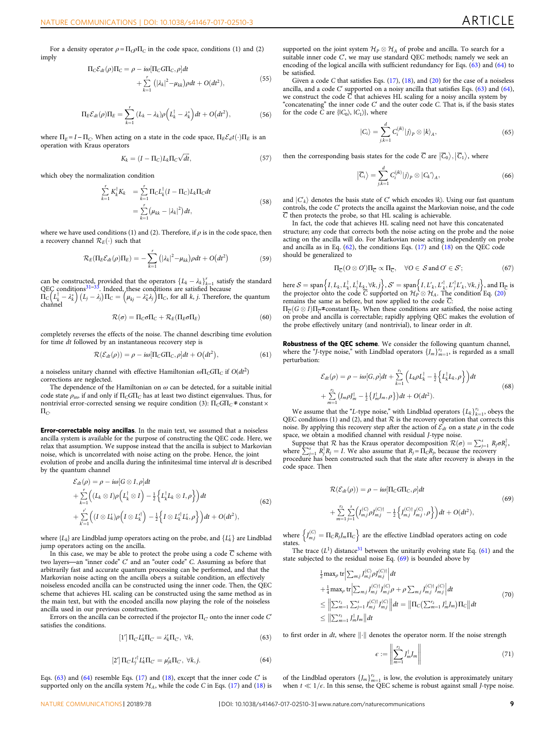For a density operator $\rho = \Pi_C \rho \Pi_C$ in the code space, conditions (1) and (2) imply

$$\Pi_C \mathcal{E}_{dt}(\rho)\Pi_C = \rho - i\omega[\Pi_C G \Pi_C, \rho]dt + \sum_{k=1}^{r}\left(|\lambda_k|^2 - \mu_{kk}\right)\rho dt + O(dt^2), \tag{55}$$

$$\Pi_E \mathcal{E}_{dt}(\rho)\Pi_E = \sum_{k=1}^{r}(L_k - \lambda_k)\rho\left(L_k^\dagger - \lambda_k^*\right)dt + O(dt^2), \tag{56}$$

where $\Pi_E = I - \Pi_C$. When acting on a state in the code space, $\Pi_E \mathcal{E}_d t(\cdot)\Pi_E$ is an operation with Kraus operators

$$K_k = (I - \Pi_C)L_k \Pi_C \sqrt{dt}, \tag{57}$$

which obey the normalization condition

$$\begin{aligned}\sum_{k=1}^{r} K_k^\dagger K_k &= \sum_{k=1}^{r}\Pi_C L_k^\dagger (I - \Pi_C)L_k \Pi_C dt \\ &= \sum_{k=1}^{r}\left(\mu_{kk} - |\lambda_k|^2\right)dt,\end{aligned} \tag{58}$$

where we have used conditions (1) and (2). Therefore, if $\rho$ is in the code space, then a recovery channel $\mathcal{R}_E(\cdot)$ such that

$$\mathcal{R}_E(\Pi_E \mathcal{E}_{dt}(\rho)\Pi_E) = -\sum_{k=1}^{r}\left(|\lambda_k|^2 - \mu_{kk}\right)\rho dt + O\left(dt^2\right) \tag{59}$$

can be constructed, provided that the operators $\{L_k - \lambda_k\}_{k=1}^{r}$ satisfy the standard QEC conditions[31–33]. Indeed, these conditions are satisfied because $\Pi_C\left(L_k^\dagger - \lambda_k^*\right)\left(L_j - \lambda_j\right)\Pi_C = \left(\mu_{kj} - \lambda_k^*\lambda_j\right)\Pi_C$, for all $k$, $j$. Therefore, the quantum channel

$$\mathcal{R}(\sigma) = \Pi_C \sigma \Pi_C + \mathcal{R}_E(\Pi_E \sigma \Pi_E) \tag{60}$$

completely reverses the effects of the noise. The channel describing time evolution for time $dt$ followed by an instantaneous recovery step is

$$\mathcal{R}(\mathcal{E}_{dt}(\rho)) = \rho - i\omega[\Pi_C G \Pi_C, \rho]dt + O\left(dt^2\right), \tag{61}$$

a noiseless unitary channel with effective Hamiltonian $\omega \Pi_C G \Pi_C$ if $O(dt^2)$ corrections are neglected.

The dependence of the Hamiltonian on $\omega$ can be detected, for a suitable initial code state $\rho_{\rm in}$, if and only if $\Pi_C G \Pi_C$ has at least two distinct eigenvalues. Thus, for nontrivial error-corrected sensing we require condition (3): $\Pi_C G \Pi_C \neq$ constant $\times\ \Pi_C$.

**Error-correctable noisy ancillas**. In the main text, we assumed that a noiseless ancilla system is available for the purpose of constructing the QEC code. Here, we relax that assumption. We suppose instead that the ancilla is subject to Markovian noise, which is uncorrelated with noise acting on the probe. Hence, the joint evolution of probe and ancilla during the infinitesimal time interval $dt$ is described by the quantum channel

$$\begin{aligned}\mathcal{E}_{dt}(\rho) &= \rho - i\omega[G\otimes I, \rho]dt \\ &+ \sum_{k=1}^{r}\left((L_k\otimes I)\rho\left(L_k^\dagger\otimes I\right) - \tfrac{1}{2}\left\{L_k^\dagger L_k\otimes I, \rho\right\}\right)dt \\ &+ \sum_{k'=1}^{r'}\left((I\otimes L_k')\rho\left(I\otimes L_k'^\dagger\right) - \tfrac{1}{2}\left\{I\otimes L_k'^\dagger L_k', \rho\right\}\right)dt + O(dt^2),\end{aligned} \tag{62}$$

where $\{L_k\}$ are Lindblad jump operators acting on the probe, and $\{L_k'\}$ are Lindblad jump operators acting on the ancilla.

In this case, we may be able to protect the probe using a code $\overline{C}$ scheme with two layers—an "inner code" $C'$ and an "outer code" $C$. Assuming as before that arbitrarily fast and accurate quantum processing can be performed, and that the Markovian noise acting on the ancilla obeys a suitable condition, an effectively noiseless encoded ancilla can be constructed using the inner code. Then, the QEC scheme that achieves HL scaling can be constructed using the same method as in the main text, but with the encoded ancilla now playing the role of the noiseless ancilla used in our previous construction.

Errors on the ancilla can be corrected if the projector $\Pi_{C'}$ onto the inner code $C'$ satisfies the conditions.

$$[1']\ \Pi_{C'} L_k' \Pi_{C'} = \lambda_k' \Pi_{C'},\ \forall k, \tag{63}$$

$$[2']\ \Pi_{C'} L_j'^\dagger L_k' \Pi_{C'} = \mu_{jk}' \Pi_{C'},\ \forall k, j. \tag{64}$$

Eqs. (63) and (64) resemble Eqs. (17) and (18), except that the inner code $C'$ is supported only on the ancilla system $\mathcal{H}_A$, while the code $C$ in Eqs. (17) and (18) is supported on the joint system $\mathcal{H}_P \otimes \mathcal{H}_A$ of probe and ancilla. To search for a suitable inner code $C'$, we may use standard QEC methods; namely we seek an encoding of the logical ancilla with sufficient redundancy for Eqs. (63) and (64) to be satisfied.

Given a code $C$ that satisfies Eqs. (17), (18), and (20) for the case of a noiseless ancilla, and a code $C'$ supported on a noisy ancilla that satisfies Eqs. (63) and (64), we construct the code $\overline{C}$ that achieves HL scaling for a noisy ancilla system by "concatenating" the inner code $C'$ and the outer code $C$. That is, if the basis states for the code $C$ are $\{|C_0\rangle, |C_1\rangle\}$, where

$$|C_i\rangle = \sum_{j,k=1}^{d} C_i^{(jk)}|j\rangle_P \otimes |k\rangle_A, \tag{65}$$

then the corresponding basis states for the code $\overline{C}$ are $|\overline{C}_0\rangle, |\overline{C}_1\rangle$, where

$$|\overline{C}_i\rangle = \sum_{j,k=1}^{d} C_i^{(jk)}|j\rangle_P \otimes |C_k'\rangle_A, \tag{66}$$

and $|C'_k\rangle$ denotes the basis state of $C'$ which encodes $|k\rangle$. Using our fast quantum controls, the code $C'$ protects the ancilla against the Markovian noise, and the code $\overline{C}$ then protects the probe, so that HL scaling is achievable.

In fact, the code that achieves HL scaling need not have this concatenated structure; any code that corrects both the noise acting on the probe and the noise acting on the ancilla will do. For Markovian noise acting independently on probe and ancilla as in Eq. (62), the conditions Eqs. (17) and (18) on the QEC code should be generalized to

$$\Pi_{\overline{C}}(O\otimes O')\Pi_{\overline{C}} \propto \Pi_{\overline{C}}, \quad \forall O \in \mathcal{S}\text{ and } O' \in \mathcal{S}'; \tag{67}$$

here $\mathcal{S} = \text{span}\left\{I, L_k, L_k^\dagger, L_j^\dagger L_k, \forall k, j\right\}$, $\mathcal{S}' = \text{span}\left\{I, L_k', L_k'^\dagger, L_j'^\dagger L_k', \forall k, j\right\}$, and $\Pi_{\overline{C}}$ is the projector onto the code $\overline{C}$ supported on $\mathcal{H}_P \otimes \mathcal{H}_A$. The condition Eq. (20) remains the same as before, but now applied to the code $\overline{C}$: $\Pi_{\overline{C}}(G\otimes I)\Pi_{\overline{C}} \neq$ constant $\Pi_{\overline{C}}$. When these conditions are satisfied, the noise acting on probe and ancilla is correctable; rapidly applying QEC makes the evolution of the probe effectively unitary (and nontrivial), to linear order in $dt$.

**Robustness of the QEC scheme**. We consider the following quantum channel, where the "$J$-type noise," with Lindblad operators $\{J_m\}_{m=1}^{r_2}$, is regarded as a small perturbation:

$$\begin{aligned}\mathcal{E}_{dt}(\rho) &= \rho - i\omega[G, \rho]dt + \sum_{k=1}^{r_1}\left(L_k\rho L_k^\dagger - \tfrac{1}{2}\left\{L_k^\dagger L_k, \rho\right\}\right)dt \\ &+ \sum_{m=1}^{r_2}\left(J_m\rho J_m^\dagger - \tfrac{1}{2}\left\{J_m^\dagger J_m, \rho\right\}\right)dt + O(dt^2).\end{aligned} \tag{68}$$

We assume that the "$L$-type noise," with Lindblad operators $\{L_k\}_{k=1}^{r_1}$, obeys the QEC conditions (1) and (2), and that $\mathcal{R}$ is the recovery operation that corrects this noise. By applying this recovery step after the action of $\mathcal{E}_{dt}$ on a state $\rho$ in the code space, we obtain a modified channel with residual $J$-type noise.

Suppose that $\mathcal{R}$ has the Kraus operator decomposition $\mathcal{R}(\sigma) = \sum_{j=1}^{s} R_j \sigma R_j^\dagger$, where $\sum_{j=1}^{s} R_j^\dagger R_j = I$. We also assume that $R_j = \Pi_C R_j$, because the recovery procedure has been constructed such that the state after recovery is always in the code space. Then

$$\begin{aligned}\mathcal{R}(\mathcal{E}_{dt}(\rho)) &= \rho - i\omega[\Pi_C G \Pi_C, \rho]dt \\ &+ \sum_{m=1}^{r_2}\sum_{j=1}^{s}\left(J_{m,j}^{(C)}\rho J_{m,j}^{(C)\dagger} - \tfrac{1}{2}\left\{J_{m,j}^{(C)\dagger}J_{m,j}^{(C)}, \rho\right\}\right)dt + O(dt^2),\end{aligned} \tag{69}$$

where $\left\{J_{m,j}^{(C)} = \Pi_C R_j J_m \Pi_C\right\}$ are the effective Lindblad operators acting on code states.

The trace ($L^1$) distance[31] between the unitarily evolving state Eq. (61) and the state subjected to the residual noise Eq. (69) is bounded above by

$$\begin{aligned}&\tfrac{1}{2}\max_\rho \text{tr}\left|\sum_{m,j} J_{m,j}^{(C)}\rho J_{m,j}^{(C)\dagger}\right|dt \\ &+ \tfrac{1}{4}\max_\rho \text{tr}\left|\sum_{m,j} J_{m,j}^{(C)\dagger}J_{m,j}^{(C)}\rho + \rho\sum_{m,j} J_{m,j}^{(C)\dagger}J_{m,j}^{(C)}\right|dt \\ &\le \left\|\sum_{m=1}^{r_2}\sum_{j=1}^{s} J_{m,j}^{(C)\dagger}J_{m,j}^{(C)}\right\|dt = \left\|\Pi_C\left(\sum_{m=1}^{r_2} J_m^\dagger J_m\right)\Pi_C\right\|dt \\ &\le \left\|\sum_{m=1}^{r_2} J_m^\dagger J_m\right\|dt\end{aligned} \tag{70}$$

to first order in $dt$, where $\|\cdot\|$ denotes the operator norm. If the noise strength

$$\epsilon := \left\|\sum_{m=1}^{r_2} J_m^\dagger J_m\right\| \tag{71}$$

of the Lindblad operators $\{J_m\}_{m=1}^{r_2}$ is low, the evolution is approximately unitary when $t \ll 1/\epsilon$. In this sense, the QEC scheme is robust against small $J$-type noise.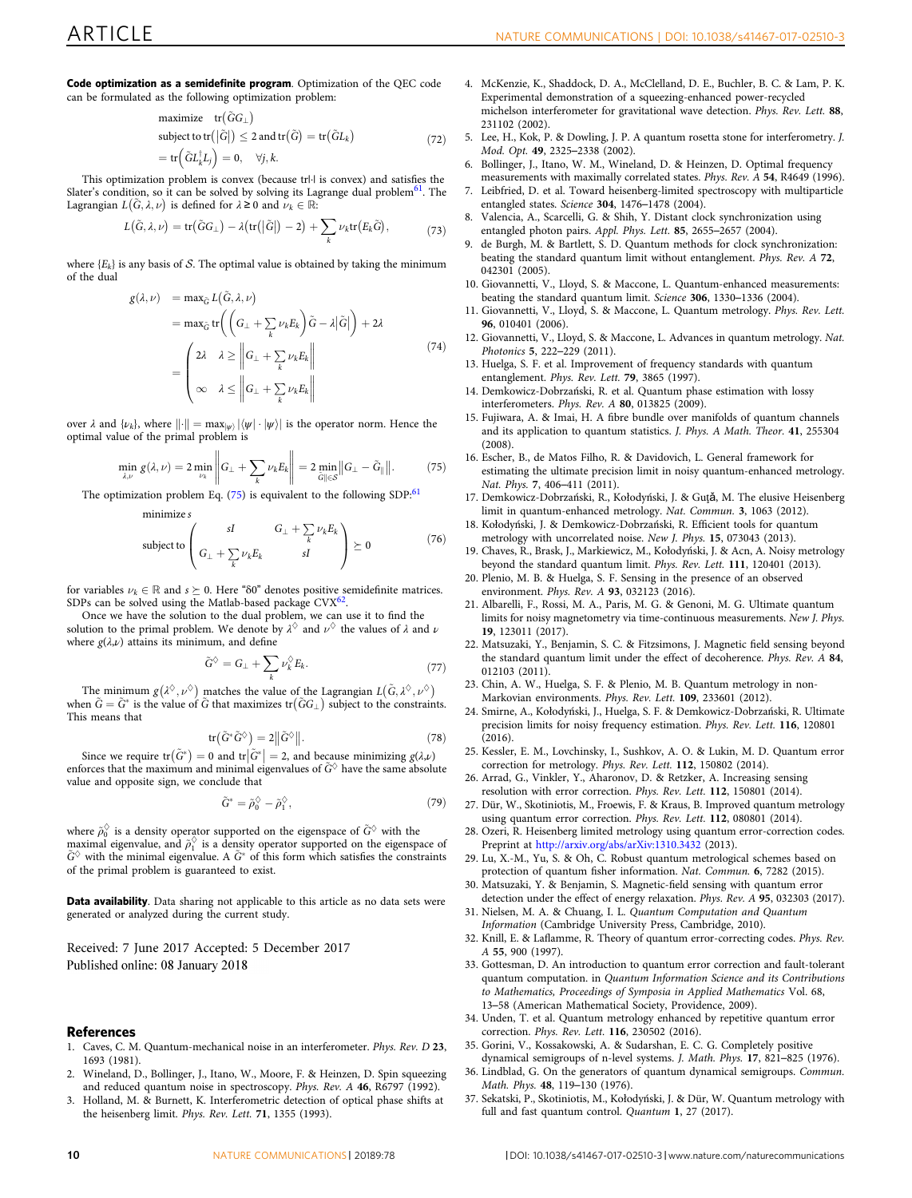**Code optimization as a semidefinite program**. Optimization of the QEC code can be formulated as the following optimization problem:

$$
\begin{aligned}
&\text{maximize} \quad \operatorname{tr}\left(\tilde{G}G_{\perp}\right)\\
&\text{subject to} \operatorname{tr}\left(\left|\tilde{G}\right|\right) \leq 2 \text{ and } \operatorname{tr}\left(\tilde{G}\right) = \operatorname{tr}\left(\tilde{G}L_k\right)\\
&= \operatorname{tr}\left(\tilde{G}L_k^{\dagger}L_j\right) = 0, \quad \forall j, k.
\end{aligned}
\tag{72}
$$

This optimization problem is convex (because tr|·| is convex) and satisfies the Slater's condition, so it can be solved by solving its Lagrange dual problem[61]. The Lagrangian $L(\tilde{G}, \lambda, \nu)$ is defined for $\lambda \geq 0$ and $\nu_k \in \mathbb{R}$:

$$
L\left(\tilde{G}, \lambda, \nu\right) = \operatorname{tr}\left(\tilde{G}G_{\perp}\right) - \lambda\left(\operatorname{tr}\left(\left|\tilde{G}\right|\right) - 2\right) + \sum_k \nu_k \operatorname{tr}\left(E_k\tilde{G}\right),
\tag{73}
$$

where $\{E_k\}$ is any basis of $\mathcal{S}$. The optimal value is obtained by taking the minimum of the dual

$$
\begin{aligned}
g(\lambda, \nu) &= \max_{\tilde{G}} L\left(\tilde{G}, \lambda, \nu\right)\\
&= \max_{\tilde{G}} \operatorname{tr}\left(\left(G_{\perp} + \sum_k \nu_k E_k\right)\tilde{G} - \lambda\left|\tilde{G}\right|\right) + 2\lambda\\
&= \begin{cases} 2\lambda & \lambda \geq \left\|G_{\perp} + \sum_k \nu_k E_k\right\| \\ \infty & \lambda \leq \left\|G_{\perp} + \sum_k \nu_k E_k\right\| \end{cases}
\end{aligned}
\tag{74}
$$

over $\lambda$ and $\{\nu_k\}$, where $\|\cdot\| = \max_{|\psi\rangle} |\langle\psi| \cdot |\psi\rangle|$ is the operator norm. Hence the optimal value of the primal problem is

$$
\min_{\lambda, \nu} g(\lambda, \nu) = 2 \min_{\nu_k} \left\|G_{\perp} + \sum_k \nu_k E_k\right\| = 2 \min_{\tilde{G}_{\parallel} \in \mathcal{S}} \left\|G_{\perp} - \tilde{G}_{\parallel}\right\|.
\tag{75}
$$

The optimization problem Eq. (75) is equivalent to the following SDP:[61]

$$
\begin{aligned}
&\text{minimize } s\\
&\text{subject to} \begin{pmatrix} sI & G_{\perp} + \sum_k \nu_k E_k \\ G_{\perp} + \sum_k \nu_k E_k & sI \end{pmatrix} \succeq 0
\end{aligned}
\tag{76}
$$

for variables $\nu_k \in \mathbb{R}$ and $s \succeq 0$. Here "$\succeq 0$" denotes positive semidefinite matrices. SDPs can be solved using the Matlab-based package CVX[62].

Once we have the solution to the dual problem, we can use it to find the solution to the primal problem. We denote by $\lambda^{\diamondsuit}$ and $\nu^{\diamondsuit}$ the values of $\lambda$ and $\nu$ where $g(\lambda,\nu)$ attains its minimum, and define

$$
\tilde{G}^{\diamondsuit} = G_{\perp} + \sum_k \nu_k^{\diamondsuit} E_k.
\tag{77}
$$

The minimum $g\left(\lambda^{\diamondsuit}, \nu^{\diamondsuit}\right)$ matches the value of the Lagrangian $L\left(\tilde{G}, \lambda^{\diamondsuit}, \nu^{\diamondsuit}\right)$ when $\tilde{G} = \tilde{G}^*$ is the value of $\tilde{G}$ that maximizes $\operatorname{tr}\left(\tilde{G}G_{\perp}\right)$ subject to the constraints. This means that

$$
\operatorname{tr}\left(\tilde{G}^*\tilde{G}^{\diamondsuit}\right) = 2\left\|\tilde{G}^{\diamondsuit}\right\|.
\tag{78}
$$

Since we require $\operatorname{tr}\left(\tilde{G}^*\right) = 0$ and $\operatorname{tr}\left|\tilde{G}^*\right| = 2$, and because minimizing $g(\lambda,\nu)$ enforces that the maximum and minimal eigenvalues of $\tilde{G}^{\diamondsuit}$ have the same absolute value and opposite sign, we conclude that

$$
\tilde{G}^* = \tilde{\rho}_0^{\diamondsuit} - \tilde{\rho}_1^{\diamondsuit},
\tag{79}
$$

where $\tilde{\rho}_0^{\diamondsuit}$ is a density operator supported on the eigenspace of $\tilde{G}^{\diamondsuit}$ with the maximal eigenvalue, and $\tilde{\rho}_1^{\diamondsuit}$ is a density operator supported on the eigenspace of $\tilde{G}^{\diamondsuit}$ with the minimal eigenvalue. A $\tilde{G}^*$ of this form which satisfies the constraints of the primal problem is guaranteed to exist.

**Data availability**. Data sharing not applicable to this article as no data sets were generated or analyzed during the current study.

Received: 7 June 2017 Accepted: 5 December 2017
Published online: 08 January 2018

## References

1. Caves, C. M. Quantum-mechanical noise in an interferometer. *Phys. Rev. D* **23**, 1693 (1981).
2. Wineland, D., Bollinger, J., Itano, W., Moore, F. & Heinzen, D. Spin squeezing and reduced quantum noise in spectroscopy. *Phys. Rev. A* **46**, R6797 (1992).
3. Holland, M. & Burnett, K. Interferometric detection of optical phase shifts at the heisenberg limit. *Phys. Rev. Lett.* **71**, 1355 (1993).
4. McKenzie, K., Shaddock, D. A., McClelland, D. E., Buchler, B. C. & Lam, P. K. Experimental demonstration of a squeezing-enhanced power-recycled michelson interferometer for gravitational wave detection. *Phys. Rev. Lett.* **88**, 231102 (2002).
5. Lee, H., Kok, P. & Dowling, J. P. A quantum rosetta stone for interferometry. *J. Mod. Opt.* **49**, 2325–2338 (2002).
6. Bollinger, J., Itano, W. M., Wineland, D. & Heinzen, D. Optimal frequency measurements with maximally correlated states. *Phys. Rev. A* **54**, R4649 (1996).
7. Leibfried, D. et al. Toward heisenberg-limited spectroscopy with multiparticle entangled states. *Science* **304**, 1476–1478 (2004).
8. Valencia, A., Scarcelli, G. & Shih, Y. Distant clock synchronization using entangled photon pairs. *Appl. Phys. Lett.* **85**, 2655–2657 (2004).
9. de Burgh, M. & Bartlett, S. D. Quantum methods for clock synchronization: beating the standard quantum limit without entanglement. *Phys. Rev. A* **72**, 042301 (2005).
10. Giovannetti, V., Lloyd, S. & Maccone, L. Quantum-enhanced measurements: beating the standard quantum limit. *Science* **306**, 1330–1336 (2004).
11. Giovannetti, V., Lloyd, S. & Maccone, L. Quantum metrology. *Phys. Rev. Lett.* **96**, 010401 (2006).
12. Giovannetti, V., Lloyd, S. & Maccone, L. Advances in quantum metrology. *Nat. Photonics* **5**, 222–229 (2011).
13. Huelga, S. F. et al. Improvement of frequency standards with quantum entanglement. *Phys. Rev. Lett.* **79**, 3865 (1997).
14. Demkowicz-Dobrzański, R. et al. Quantum phase estimation with lossy interferometers. *Phys. Rev. A* **80**, 013825 (2009).
15. Fujiwara, A. & Imai, H. A fibre bundle over manifolds of quantum channels and its application to quantum statistics. *J. Phys. A Math. Theor.* **41**, 255304 (2008).
16. Escher, B., de Matos Filho, R. & Davidovich, L. General framework for estimating the ultimate precision limit in noisy quantum-enhanced metrology. *Nat. Phys.* **7**, 406–411 (2011).
17. Demkowicz-Dobrzański, R., Kołodyński, J. & Guţă, M. The elusive Heisenberg limit in quantum-enhanced metrology. *Nat. Commun.* **3**, 1063 (2012).
18. Kołodyński, J. & Demkowicz-Dobrzański, R. Efficient tools for quantum metrology with uncorrelated noise. *New J. Phys.* **15**, 073043 (2013).
19. Chaves, R., Brask, J., Markiewicz, M., Kołodyński, J. & Acn, A. Noisy metrology beyond the standard quantum limit. *Phys. Rev. Lett.* **111**, 120401 (2013).
20. Plenio, M. B. & Huelga, S. F. Sensing in the presence of an observed environment. *Phys. Rev. A* **93**, 032123 (2016).
21. Albarelli, F., Rossi, M. A., Paris, M. G. & Genoni, M. G. Ultimate quantum limits for noisy magnetometry via time-continuous measurements. *New J. Phys.* **19**, 123011 (2017).
22. Matsuzaki, Y., Benjamin, S. C. & Fitzsimons, J. Magnetic field sensing beyond the standard quantum limit under the effect of decoherence. *Phys. Rev. A* **84**, 012103 (2011).
23. Chin, A. W., Huelga, S. F. & Plenio, M. B. Quantum metrology in non-Markovian environments. *Phys. Rev. Lett.* **109**, 233601 (2012).
24. Smirne, A., Kołodyński, J., Huelga, S. F. & Demkowicz-Dobrzański, R. Ultimate precision limits for noisy frequency estimation. *Phys. Rev. Lett.* **116**, 120801 (2016).
25. Kessler, E. M., Lovchinsky, I., Sushkov, A. O. & Lukin, M. D. Quantum error correction for metrology. *Phys. Rev. Lett.* **112**, 150802 (2014).
26. Arrad, G., Vinkler, Y., Aharonov, D. & Retzker, A. Increasing sensing resolution with error correction. *Phys. Rev. Lett.* **112**, 150801 (2014).
27. Dür, W., Skotiniotis, M., Froewis, F. & Kraus, B. Improved quantum metrology using quantum error correction. *Phys. Rev. Lett.* **112**, 080801 (2014).
28. Ozeri, R. Heisenberg limited metrology using quantum error-correction codes. Preprint at http://arxiv.org/abs/arXiv:1310.3432 (2013).
29. Lu, X.-M., Yu, S. & Oh, C. Robust quantum metrological schemes based on protection of quantum fisher information. *Nat. Commun.* **6**, 7282 (2015).
30. Matsuzaki, Y. & Benjamin, S. Magnetic-field sensing with quantum error detection under the effect of energy relaxation. *Phys. Rev. A* **95**, 032303 (2017).
31. Nielsen, M. A. & Chuang, I. L. *Quantum Computation and Quantum Information* (Cambridge University Press, Cambridge, 2010).
32. Knill, E. & Laflamme, R. Theory of quantum error-correcting codes. *Phys. Rev. A* **55**, 900 (1997).
33. Gottesman, D. An introduction to quantum error correction and fault-tolerant quantum computation. in *Quantum Information Science and its Contributions to Mathematics, Proceedings of Symposia in Applied Mathematics* Vol. 68, 13–58 (American Mathematical Society, Providence, 2009).
34. Unden, T. et al. Quantum metrology enhanced by repetitive quantum error correction. *Phys. Rev. Lett.* **116**, 230502 (2016).
35. Gorini, V., Kossakowski, A. & Sudarshan, E. C. G. Completely positive dynamical semigroups of n-level systems. *J. Math. Phys.* **17**, 821–825 (1976).
36. Lindblad, G. On the generators of quantum dynamical semigroups. *Commun. Math. Phys.* **48**, 119–130 (1976).
37. Sekatski, P., Skotiniotis, M., Kołodyński, J. & Dür, W. Quantum metrology with full and fast quantum control. *Quantum* **1**, 27 (2017).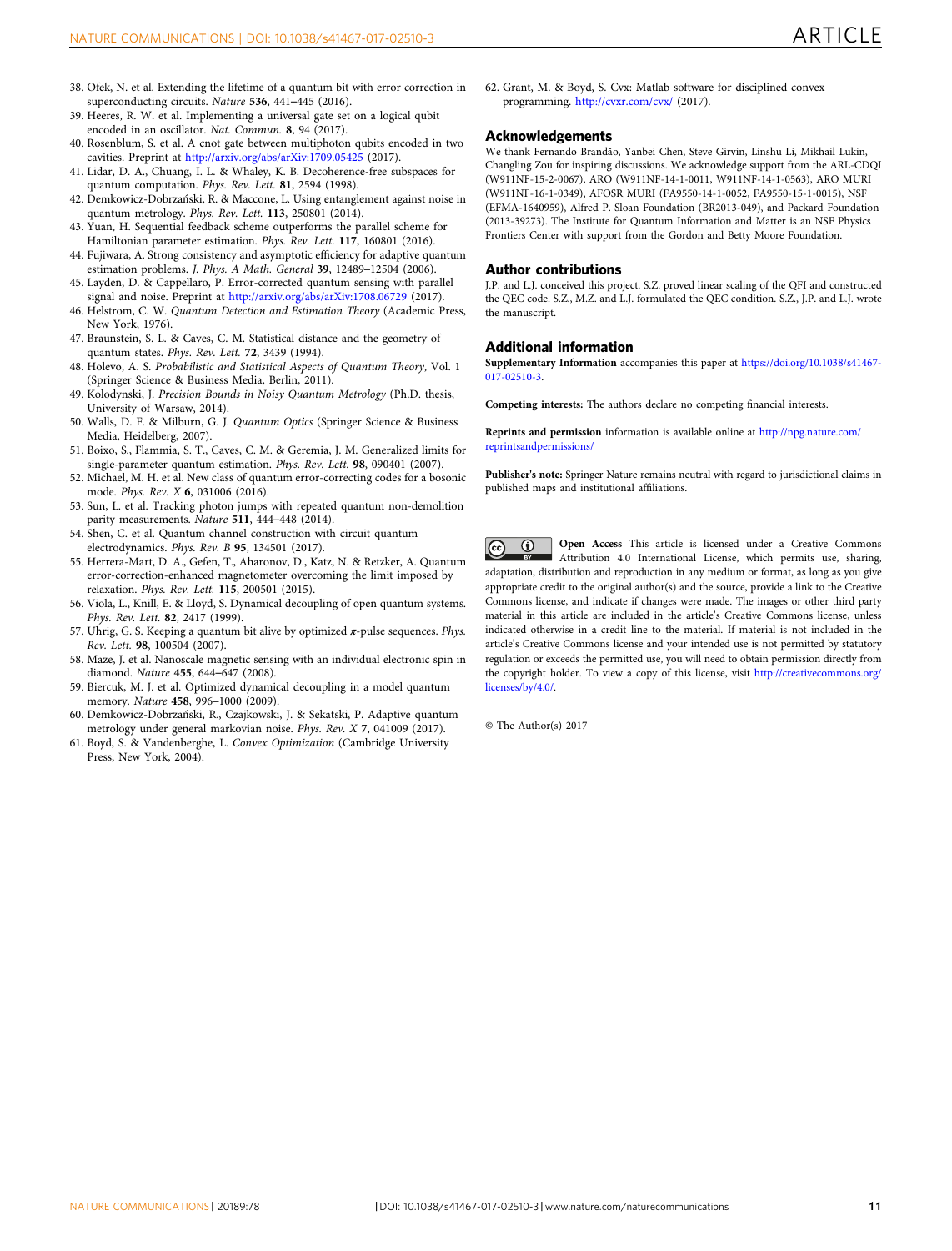38. Ofek, N. et al. Extending the lifetime of a quantum bit with error correction in superconducting circuits. *Nature* **536**, 441–445 (2016).
39. Heeres, R. W. et al. Implementing a universal gate set on a logical qubit encoded in an oscillator. *Nat. Commun.* **8**, 94 (2017).
40. Rosenblum, S. et al. A cnot gate between multiphoton qubits encoded in two cavities. Preprint at http://arxiv.org/abs/arXiv:1709.05425 (2017).
41. Lidar, D. A., Chuang, I. L. & Whaley, K. B. Decoherence-free subspaces for quantum computation. *Phys. Rev. Lett.* **81**, 2594 (1998).
42. Demkowicz-Dobrzański, R. & Maccone, L. Using entanglement against noise in quantum metrology. *Phys. Rev. Lett.* **113**, 250801 (2014).
43. Yuan, H. Sequential feedback scheme outperforms the parallel scheme for Hamiltonian parameter estimation. *Phys. Rev. Lett.* **117**, 160801 (2016).
44. Fujiwara, A. Strong consistency and asymptotic efficiency for adaptive quantum estimation problems. *J. Phys. A Math. General* **39**, 12489–12504 (2006).
45. Layden, D. & Cappellaro, P. Error-corrected quantum sensing with parallel signal and noise. Preprint at http://arxiv.org/abs/arXiv:1708.06729 (2017).
46. Helstrom, C. W. *Quantum Detection and Estimation Theory* (Academic Press, New York, 1976).
47. Braunstein, S. L. & Caves, C. M. Statistical distance and the geometry of quantum states. *Phys. Rev. Lett.* **72**, 3439 (1994).
48. Holevo, A. S. *Probabilistic and Statistical Aspects of Quantum Theory*, Vol. 1 (Springer Science & Business Media, Berlin, 2011).
49. Kolodynski, J. *Precision Bounds in Noisy Quantum Metrology* (Ph.D. thesis, University of Warsaw, 2014).
50. Walls, D. F. & Milburn, G. J. *Quantum Optics* (Springer Science & Business Media, Heidelberg, 2007).
51. Boixo, S., Flammia, S. T., Caves, C. M. & Geremia, J. M. Generalized limits for single-parameter quantum estimation. *Phys. Rev. Lett.* **98**, 090401 (2007).
52. Michael, M. H. et al. New class of quantum error-correcting codes for a bosonic mode. *Phys. Rev. X* **6**, 031006 (2016).
53. Sun, L. et al. Tracking photon jumps with repeated quantum non-demolition parity measurements. *Nature* **511**, 444–448 (2014).
54. Shen, C. et al. Quantum channel construction with circuit quantum electrodynamics. *Phys. Rev. B* **95**, 134501 (2017).
55. Herrera-Martí, D. A., Gefen, T., Aharonov, D., Katz, N. & Retzker, A. Quantum error-correction-enhanced magnetometer overcoming the limit imposed by relaxation. *Phys. Rev. Lett.* **115**, 200501 (2015).
56. Viola, L., Knill, E. & Lloyd, S. Dynamical decoupling of open quantum systems. *Phys. Rev. Lett.* **82**, 2417 (1999).
57. Uhrig, G. S. Keeping a quantum bit alive by optimized $\pi$-pulse sequences. *Phys. Rev. Lett.* **98**, 100504 (2007).
58. Maze, J. et al. Nanoscale magnetic sensing with an individual electronic spin in diamond. *Nature* **455**, 644–647 (2008).
59. Biercuk, M. J. et al. Optimized dynamical decoupling in a model quantum memory. *Nature* **458**, 996–1000 (2009).
60. Demkowicz-Dobrzański, R., Czajkowski, J. & Sekatski, P. Adaptive quantum metrology under general markovian noise. *Phys. Rev. X* **7**, 041009 (2017).
61. Boyd, S. & Vandenberghe, L. *Convex Optimization* (Cambridge University Press, New York, 2004).
62. Grant, M. & Boyd, S. Cvx: Matlab software for disciplined convex programming. http://cvxr.com/cvx/ (2017).

## Acknowledgements

We thank Fernando Brandão, Yanbei Chen, Steve Girvin, Linshu Li, Mikhail Lukin, Changling Zou for inspiring discussions. We acknowledge support from the ARL-CDQI (W911NF-15-2-0067), ARO (W911NF-14-1-0011, W911NF-14-1-0563), ARO MURI (W911NF-16-1-0349), AFOSR MURI (FA9550-14-1-0052, FA9550-15-1-0015), NSF (EFMA-1640959), Alfred P. Sloan Foundation (BR2013-049), and Packard Foundation (2013-39273). The Institute for Quantum Information and Matter is an NSF Physics Frontiers Center with support from the Gordon and Betty Moore Foundation.

## Author contributions

J.P. and L.J. conceived this project. S.Z. proved linear scaling of the QFI and constructed the QEC code. S.Z., M.Z. and L.J. formulated the QEC condition. S.Z., J.P. and L.J. wrote the manuscript.

## Additional information

**Supplementary Information** accompanies this paper at https://doi.org/10.1038/s41467-017-02510-3.

**Competing interests:** The authors declare no competing financial interests.

**Reprints and permission** information is available online at http://npg.nature.com/reprintsandpermissions/

**Publisher's note:** Springer Nature remains neutral with regard to jurisdictional claims in published maps and institutional affiliations.

**Open Access** This article is licensed under a Creative Commons Attribution 4.0 International License, which permits use, sharing, adaptation, distribution and reproduction in any medium or format, as long as you give appropriate credit to the original author(s) and the source, provide a link to the Creative Commons license, and indicate if changes were made. The images or other third party material in this article are included in the article's Creative Commons license, unless indicated otherwise in a credit line to the material. If material is not included in the article's Creative Commons license and your intended use is not permitted by statutory regulation or exceeds the permitted use, you will need to obtain permission directly from the copyright holder. To view a copy of this license, visit http://creativecommons.org/licenses/by/4.0/.

© The Author(s) 2017